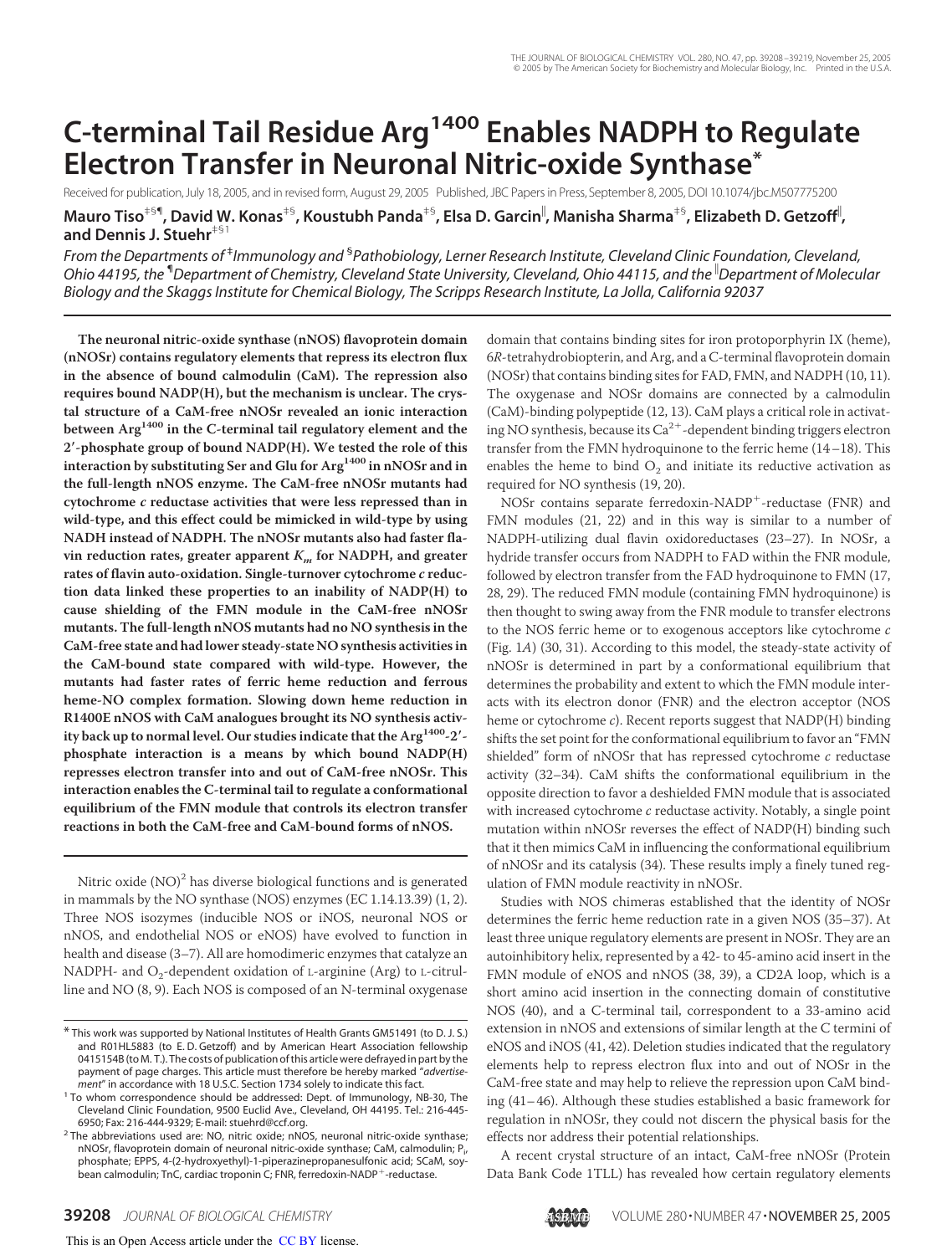# C-terminal Tail Residue Arg[1400] Enables NADPH to Regulate Electron Transfer in Neuronal Nitric-oxide Synthase*

Received for publication, July 18, 2005, and in revised form, August 29, 2005 Published, JBC Papers in Press, September 8, 2005, DOI 10.1074/jbc.M507775200

**Mauro Tiso[‡§¶], David W. Konas[‡§], Koustubh Panda[‡§], Elsa D. Garcin[‖], Manisha Sharma[‡§], Elizabeth D. Getzoff[‖], and Dennis J. Stuehr[‡§1]**

*From the Departments of [‡]Immunology and [§]Pathobiology, Lerner Research Institute, Cleveland Clinic Foundation, Cleveland, Ohio 44195, the [¶]Department of Chemistry, Cleveland State University, Cleveland, Ohio 44115, and the [‖]Department of Molecular Biology and the Skaggs Institute for Chemical Biology, The Scripps Research Institute, La Jolla, California 92037*

**The neuronal nitric-oxide synthase (nNOS) flavoprotein domain (nNOSr) contains regulatory elements that repress its electron flux in the absence of bound calmodulin (CaM). The repression also requires bound NADP(H), but the mechanism is unclear. The crystal structure of a CaM-free nNOSr revealed an ionic interaction between Arg[1400] in the C-terminal tail regulatory element and the 2′-phosphate group of bound NADP(H). We tested the role of this interaction by substituting Ser and Glu for Arg[1400] in nNOSr and in the full-length nNOS enzyme. The CaM-free nNOSr mutants had cytochrome *c* reductase activities that were less repressed than in wild-type, and this effect could be mimicked in wild-type by using NADH instead of NADPH. The nNOSr mutants also had faster flavin reduction rates, greater apparent $K_m$ for NADPH, and greater rates of flavin auto-oxidation. Single-turnover cytochrome *c* reduction data linked these properties to an inability of NADP(H) to cause shielding of the FMN module in the CaM-free nNOSr mutants. The full-length nNOS mutants had no NO synthesis in the CaM-free state and had lower steady-state NO synthesis activities in the CaM-bound state compared with wild-type. However, the mutants had faster rates of ferric heme reduction and ferrous heme-NO complex formation. Slowing down heme reduction in R1400E nNOS with CaM analogues brought its NO synthesis activity back up to normal level. Our studies indicate that the Arg[1400]-2′-phosphate interaction is a means by which bound NADP(H) represses electron transfer into and out of CaM-free nNOSr. This interaction enables the C-terminal tail to regulate a conformational equilibrium of the FMN module that controls its electron transfer reactions in both the CaM-free and CaM-bound forms of nNOS.**

Nitric oxide (NO)[2] has diverse biological functions and is generated in mammals by the NO synthase (NOS) enzymes (EC 1.14.13.39) (1, 2). Three NOS isozymes (inducible NOS or iNOS, neuronal NOS or nNOS, and endothelial NOS or eNOS) have evolved to function in health and disease (3–7). All are homodimeric enzymes that catalyze an NADPH- and $O_2$-dependent oxidation of L-arginine (Arg) to L-citrulline and NO (8, 9). Each NOS is composed of an N-terminal oxygenase domain that contains binding sites for iron protoporphyrin IX (heme), 6*R*-tetrahydrobiopterin, and Arg, and a C-terminal flavoprotein domain (NOSr) that contains binding sites for FAD, FMN, and NADPH (10, 11). The oxygenase and NOSr domains are connected by a calmodulin (CaM)-binding polypeptide (12, 13). CaM plays a critical role in activating NO synthesis, because its $Ca^{2+}$-dependent binding triggers electron transfer from the FMN hydroquinone to the ferric heme (14–18). This enables the heme to bind $O_2$ and initiate its reductive activation as required for NO synthesis (19, 20).

NOSr contains separate ferredoxin-NADP$^+$-reductase (FNR) and FMN modules (21, 22) and in this way is similar to a number of NADPH-utilizing dual flavin oxidoreductases (23–27). In NOSr, a hydride transfer occurs from NADPH to FAD within the FNR module, followed by electron transfer from the FAD hydroquinone to FMN (17, 28, 29). The reduced FMN module (containing FMN hydroquinone) is then thought to swing away from the FNR module to transfer electrons to the NOS ferric heme or to exogenous acceptors like cytochrome *c* (Fig. 1*A*) (30, 31). According to this model, the steady-state activity of nNOSr is determined in part by a conformational equilibrium that determines the probability and extent to which the FMN module interacts with its electron donor (FNR) and the electron acceptor (NOS heme or cytochrome *c*). Recent reports suggest that NADP(H) binding shifts the set point for the conformational equilibrium to favor an "FMN shielded" form of nNOSr that has repressed cytochrome *c* reductase activity (32–34). CaM shifts the conformational equilibrium in the opposite direction to favor a deshielded FMN module that is associated with increased cytochrome *c* reductase activity. Notably, a single point mutation within nNOSr reverses the effect of NADP(H) binding such that it then mimics CaM in influencing the conformational equilibrium of nNOSr and its catalysis (34). These results imply a finely tuned regulation of FMN module reactivity in nNOSr.

Studies with NOS chimeras established that the identity of NOSr determines the ferric heme reduction rate in a given NOS (35–37). At least three unique regulatory elements are present in NOSr. They are an autoinhibitory helix, represented by a 42- to 45-amino acid insert in the FMN module of eNOS and nNOS (38, 39), a CD2A loop, which is a short amino acid insertion in the connecting domain of constitutive NOS (40), and a C-terminal tail, correspondent to a 33-amino acid extension in nNOS and extensions of similar length at the C termini of eNOS and iNOS (41, 42). Deletion studies indicated that the regulatory elements help to repress electron flux into and out of NOSr in the CaM-free state and may help to relieve the repression upon CaM binding (41–46). Although these studies established a basic framework for regulation in nNOSr, they could not discern the physical basis for the effects nor address their potential relationships.

A recent crystal structure of an intact, CaM-free nNOSr (Protein Data Bank Code 1TLL) has revealed how certain regulatory elements

* This work was supported by National Institutes of Health Grants GM51491 (to D. J. S.) and R01HL5883 (to E. D. Getzoff) and by American Heart Association fellowship 0415154B (to M. T.). The costs of publication of this article were defrayed in part by the payment of page charges. This article must therefore be hereby marked "*advertisement*" in accordance with 18 U.S.C. Section 1734 solely to indicate this fact.

[1] To whom correspondence should be addressed: Dept. of Immunology, NB-30, The Cleveland Clinic Foundation, 9500 Euclid Ave., Cleveland, OH 44195. Tel.: 216-445-6950; Fax: 216-444-9329; E-mail: stuehrd@ccf.org.

[2] The abbreviations used are: NO, nitric oxide; nNOS, neuronal nitric-oxide synthase; nNOSr, flavoprotein domain of neuronal nitric-oxide synthase; CaM, calmodulin; $P_i$, phosphate; EPPS, 4-(2-hydroxyethyl)-1-piperazinepropanesulfonic acid; SCaM, soybean calmodulin; TnC, cardiac troponin C; FNR, ferredoxin-NADP$^+$-reductase.

This is an Open Access article under the CC BY license.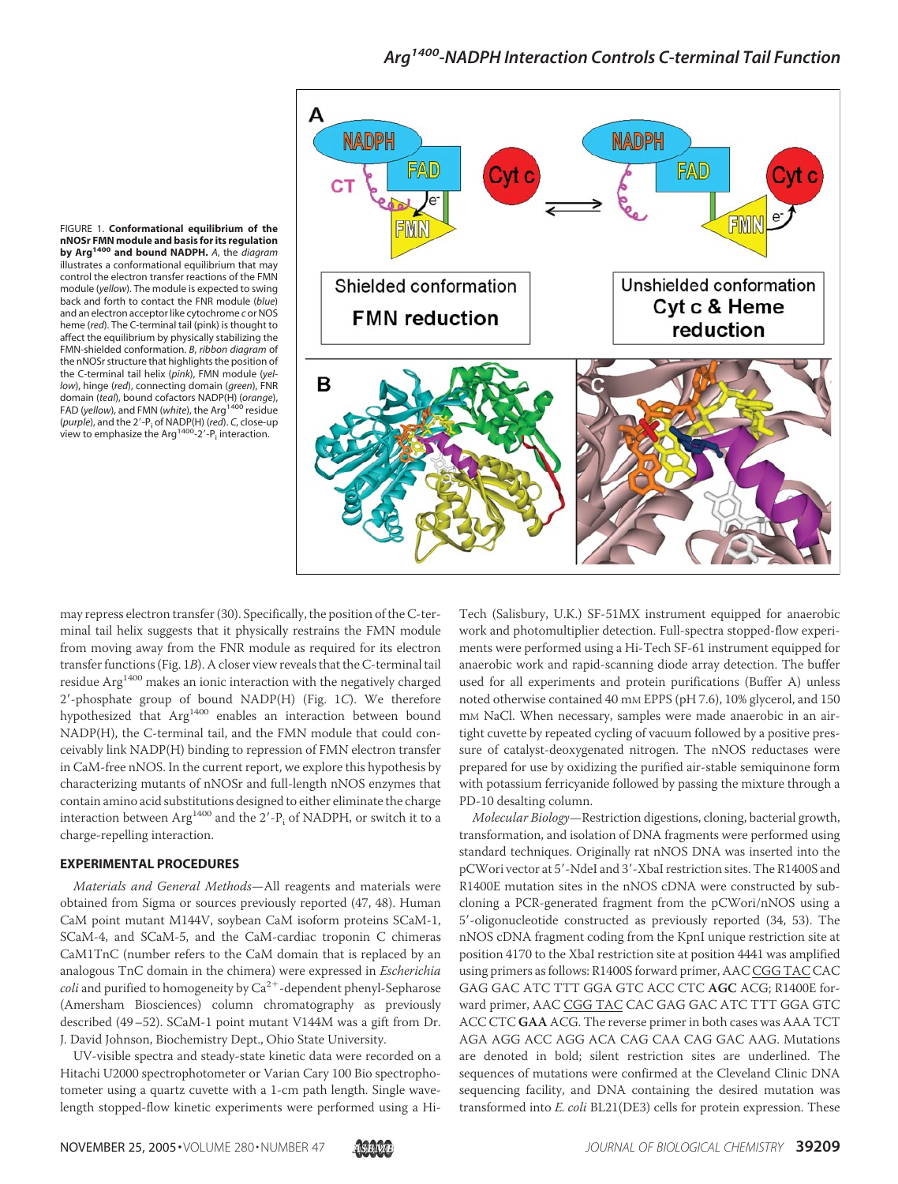FIGURE 1. **Conformational equilibrium of the nNOSr FMN module and basis for its regulation by Arg[1400] and bound NADPH.** *A*, the *diagram* illustrates a conformational equilibrium that may control the electron transfer reactions of the FMN module (*yellow*). The module is expected to swing back and forth to contact the FNR module (*blue*) and an electron acceptor like cytochrome *c* or NOS heme (*red*). The C-terminal tail (pink) is thought to affect the equilibrium by physically stabilizing the FMN-shielded conformation. *B*, *ribbon diagram* of the nNOSr structure that highlights the position of the C-terminal tail helix (*pink*), FMN module (*yellow*), hinge (*red*), connecting domain (*green*), FNR domain (*teal*), bound cofactors NADP(H) (*orange*), FAD (*yellow*), and FMN (*white*), the Arg[1400] residue (*purple*), and the 2′-P$_i$ of NADP(H) (*red*). *C*, close-up view to emphasize the Arg[1400]-2′-P$_i$ interaction.

may repress electron transfer (30). Specifically, the position of the C-terminal tail helix suggests that it physically restrains the FMN module from moving away from the FNR module as required for its electron transfer functions (Fig. 1*B*). A closer view reveals that the C-terminal tail residue Arg[1400] makes an ionic interaction with the negatively charged 2′-phosphate group of bound NADP(H) (Fig. 1*C*). We therefore hypothesized that Arg[1400] enables an interaction between bound NADP(H), the C-terminal tail, and the FMN module that could conceivably link NADP(H) binding to repression of FMN electron transfer in CaM-free nNOS. In the current report, we explore this hypothesis by characterizing mutants of nNOSr and full-length nNOS enzymes that contain amino acid substitutions designed to either eliminate the charge interaction between Arg[1400] and the 2′-P$_i$ of NADPH, or switch it to a charge-repelling interaction.

## EXPERIMENTAL PROCEDURES

*Materials and General Methods*—All reagents and materials were obtained from Sigma or sources previously reported (47, 48). Human CaM point mutant M144V, soybean CaM isoform proteins SCaM-1, SCaM-4, and SCaM-5, and the CaM-cardiac troponin C chimeras CaM1TnC (number refers to the CaM domain that is replaced by an analogous TnC domain in the chimera) were expressed in *Escherichia coli* and purified to homogeneity by $Ca^{2+}$-dependent phenyl-Sepharose (Amersham Biosciences) column chromatography as previously described (49–52). SCaM-1 point mutant V144M was a gift from Dr. J. David Johnson, Biochemistry Dept., Ohio State University.

UV-visible spectra and steady-state kinetic data were recorded on a Hitachi U2000 spectrophotometer or Varian Cary 100 Bio spectrophotometer using a quartz cuvette with a 1-cm path length. Single wavelength stopped-flow kinetic experiments were performed using a Hi-Tech (Salisbury, U.K.) SF-51MX instrument equipped for anaerobic work and photomultiplier detection. Full-spectra stopped-flow experiments were performed using a Hi-Tech SF-61 instrument equipped for anaerobic work and rapid-scanning diode array detection. The buffer used for all experiments and protein purifications (Buffer A) unless noted otherwise contained 40 mM EPPS (pH 7.6), 10% glycerol, and 150 mM NaCl. When necessary, samples were made anaerobic in an airtight cuvette by repeated cycling of vacuum followed by a positive pressure of catalyst-deoxygenated nitrogen. The nNOS reductases were prepared for use by oxidizing the purified air-stable semiquinone form with potassium ferricyanide followed by passing the mixture through a PD-10 desalting column.

*Molecular Biology*—Restriction digestions, cloning, bacterial growth, transformation, and isolation of DNA fragments were performed using standard techniques. Originally rat nNOS DNA was inserted into the pCWori vector at 5′-NdeI and 3′-XbaI restriction sites. The R1400S and R1400E mutation sites in the nNOS cDNA were constructed by subcloning a PCR-generated fragment from the pCWori/nNOS using a 5′-oligonucleotide constructed as previously reported (34, 53). The nNOS cDNA fragment coding from the KpnI unique restriction site at position 4170 to the XbaI restriction site at position 4441 was amplified using primers as follows: R1400S forward primer, AAC <u>CGG TAC</u> CAC GAG GAC ATC TTT GGA GTC ACC CTC **AGC** ACG; R1400E forward primer, AAC <u>CGG TAC</u> CAC GAG GAC ATC TTT GGA GTC ACC CTC **GAA** ACG. The reverse primer in both cases was AAA TCT AGA AGG ACC AGG ACA CAG CAA CAG GAC AAG. Mutations are denoted in bold; silent restriction sites are underlined. The sequences of mutations were confirmed at the Cleveland Clinic DNA sequencing facility, and DNA containing the desired mutation was transformed into *E. coli* BL21(DE3) cells for protein expression. These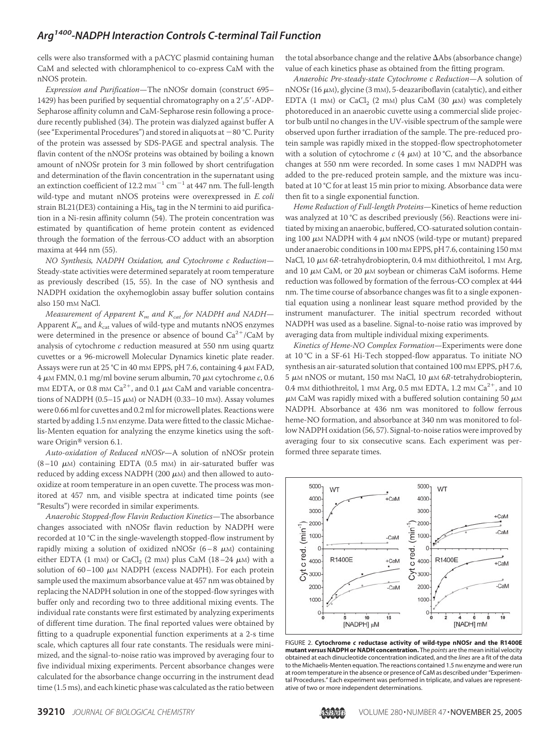cells were also transformed with a pACYC plasmid containing human CaM and selected with chloramphenicol to co-express CaM with the nNOS protein.

*Expression and Purification*—The nNOSr domain (construct 695–1429) has been purified by sequential chromatography on a 2′,5′-ADP-Sepharose affinity column and CaM-Sepharose resin following a procedure recently published (34). The protein was dialyzed against buffer A (see "Experimental Procedures") and stored in aliquots at −80 °C. Purity of the protein was assessed by SDS-PAGE and spectral analysis. The flavin content of the nNOSr proteins was obtained by boiling a known amount of nNOSr protein for 3 min followed by short centrifugation and determination of the flavin concentration in the supernatant using an extinction coefficient of 12.2 $mM^{-1}$ $cm^{-1}$ at 447 nm. The full-length wild-type and mutant nNOS proteins were overexpressed in *E. coli* strain BL21(DE3) containing a $His_6$ tag in the N termini to aid purification in a Ni-resin affinity column (54). The protein concentration was estimated by quantification of heme protein content as evidenced through the formation of the ferrous-CO adduct with an absorption maxima at 444 nm (55).

*NO Synthesis, NADPH Oxidation, and Cytochrome c Reduction*—Steady-state activities were determined separately at room temperature as previously described (15, 55). In the case of NO synthesis and NADPH oxidation the oxyhemoglobin assay buffer solution contains also 150 mM NaCl.

*Measurement of Apparent $K_m$ and $K_{cat}$ for NADPH and NADH*—Apparent $K_m$ and $k_{cat}$ values of wild-type and mutants nNOS enzymes were determined in the presence or absence of bound $Ca^{2+}$/CaM by analysis of cytochrome *c* reduction measured at 550 nm using quartz cuvettes or a 96-microwell Molecular Dynamics kinetic plate reader. Assays were run at 25 °C in 40 mM EPPS, pH 7.6, containing 4 μM FAD, 4 μM FMN, 0.1 mg/ml bovine serum albumin, 70 μM cytochrome *c*, 0.6 mM EDTA, or 0.8 mM $Ca^{2+}$, and 0.1 μM CaM and variable concentrations of NADPH (0.5–15 μM) or NADH (0.33–10 mM). Assay volumes were 0.66 ml for cuvettes and 0.2 ml for microwell plates. Reactions were started by adding 1.5 nM enzyme. Data were fitted to the classic Michaelis-Menten equation for analyzing the enzyme kinetics using the software Origin® version 6.1.

*Auto-oxidation of Reduced nNOSr*—A solution of nNOSr protein (8–10 μM) containing EDTA (0.5 mM) in air-saturated buffer was reduced by adding excess NADPH (200 μM) and then allowed to auto-oxidize at room temperature in an open cuvette. The process was monitored at 457 nm, and visible spectra at indicated time points (see "Results") were recorded in similar experiments.

*Anaerobic Stopped-flow Flavin Reduction Kinetics*—The absorbance changes associated with nNOSr flavin reduction by NADPH were recorded at 10 °C in the single-wavelength stopped-flow instrument by rapidly mixing a solution of oxidized nNOSr (6–8 μM) containing either EDTA (1 mM) or $CaCl_2$ (2 mM) plus CaM (18–24 μM) with a solution of 60–100 μM NADPH (excess NADPH). For each protein sample used the maximum absorbance value at 457 nm was obtained by replacing the NADPH solution in one of the stopped-flow syringes with buffer only and recording two to three additional mixing events. The individual rate constants were first estimated by analyzing experiments of different time duration. The final reported values were obtained by fitting to a quadruple exponential function experiments at a 2-s time scale, which captures all four rate constants. The residuals were minimized, and the signal-to-noise ratio was improved by averaging four to five individual mixing experiments. Percent absorbance changes were calculated for the absorbance change occurring in the instrument dead time (1.5 ms), and each kinetic phase was calculated as the ratio between the total absorbance change and the relative ΔAbs (absorbance change) value of each kinetics phase as obtained from the fitting program.

*Anaerobic Pre-steady-state Cytochrome c Reduction*—A solution of nNOSr (16 μM), glycine (3 mM), 5-deazariboflavin (catalytic), and either EDTA (1 mM) or $CaCl_2$ (2 mM) plus CaM (30 μM) was completely photoreduced in an anaerobic cuvette using a commercial slide projector bulb until no changes in the UV-visible spectrum of the sample were observed upon further irradiation of the sample. The pre-reduced protein sample was rapidly mixed in the stopped-flow spectrophotometer with a solution of cytochrome *c* (4 μM) at 10 °C, and the absorbance changes at 550 nm were recorded. In some cases 1 mM NADPH was added to the pre-reduced protein sample, and the mixture was incubated at 10 °C for at least 15 min prior to mixing. Absorbance data were then fit to a single exponential function.

*Heme Reduction of Full-length Proteins*—Kinetics of heme reduction was analyzed at 10 °C as described previously (56). Reactions were initiated by mixing an anaerobic, buffered, CO-saturated solution containing 100 μM NADPH with 4 μM nNOS (wild-type or mutant) prepared under anaerobic conditions in 100 mM EPPS, pH 7.6, containing 150 mM NaCl, 10 μM 6*R*-tetrahydrobiopterin, 0.4 mM dithiothreitol, 1 mM Arg, and 10 μM CaM, or 20 μM soybean or chimeras CaM isoforms. Heme reduction was followed by formation of the ferrous-CO complex at 444 nm. The time course of absorbance changes was fit to a single exponential equation using a nonlinear least square method provided by the instrument manufacturer. The initial spectrum recorded without NADPH was used as a baseline. Signal-to-noise ratio was improved by averaging data from multiple individual mixing experiments.

*Kinetics of Heme-NO Complex Formation*—Experiments were done at 10 °C in a SF-61 Hi-Tech stopped-flow apparatus. To initiate NO synthesis an air-saturated solution that contained 100 mM EPPS, pH 7.6, 5 μM nNOS or mutant, 150 mM NaCl, 10 μM 6*R*-tetrahydrobiopterin, 0.4 mM dithiothreitol, 1 mM Arg, 0.5 mM EDTA, 1.2 mM $Ca^{2+}$, and 10 μM CaM was rapidly mixed with a buffered solution containing 50 μM NADPH. Absorbance at 436 nm was monitored to follow ferrous heme-NO formation, and absorbance at 340 nm was monitored to follow NADPH oxidation (56, 57). Signal-to-noise ratios were improved by averaging four to six consecutive scans. Each experiment was performed three separate times.

FIGURE 2. **Cytochrome *c* reductase activity of wild-type nNOSr and the R1400E mutant *versus* NADPH or NADH concentration.** The *points* are the mean initial velocity obtained at each dinucleotide concentration indicated, and the *lines* are a fit of the data to the Michaelis-Menten equation. The reactions contained 1.5 nM enzyme and were run at room temperature in the absence or presence of CaM as described under "Experimental Procedures." Each experiment was performed in triplicate, and values are representative of two or more independent determinations.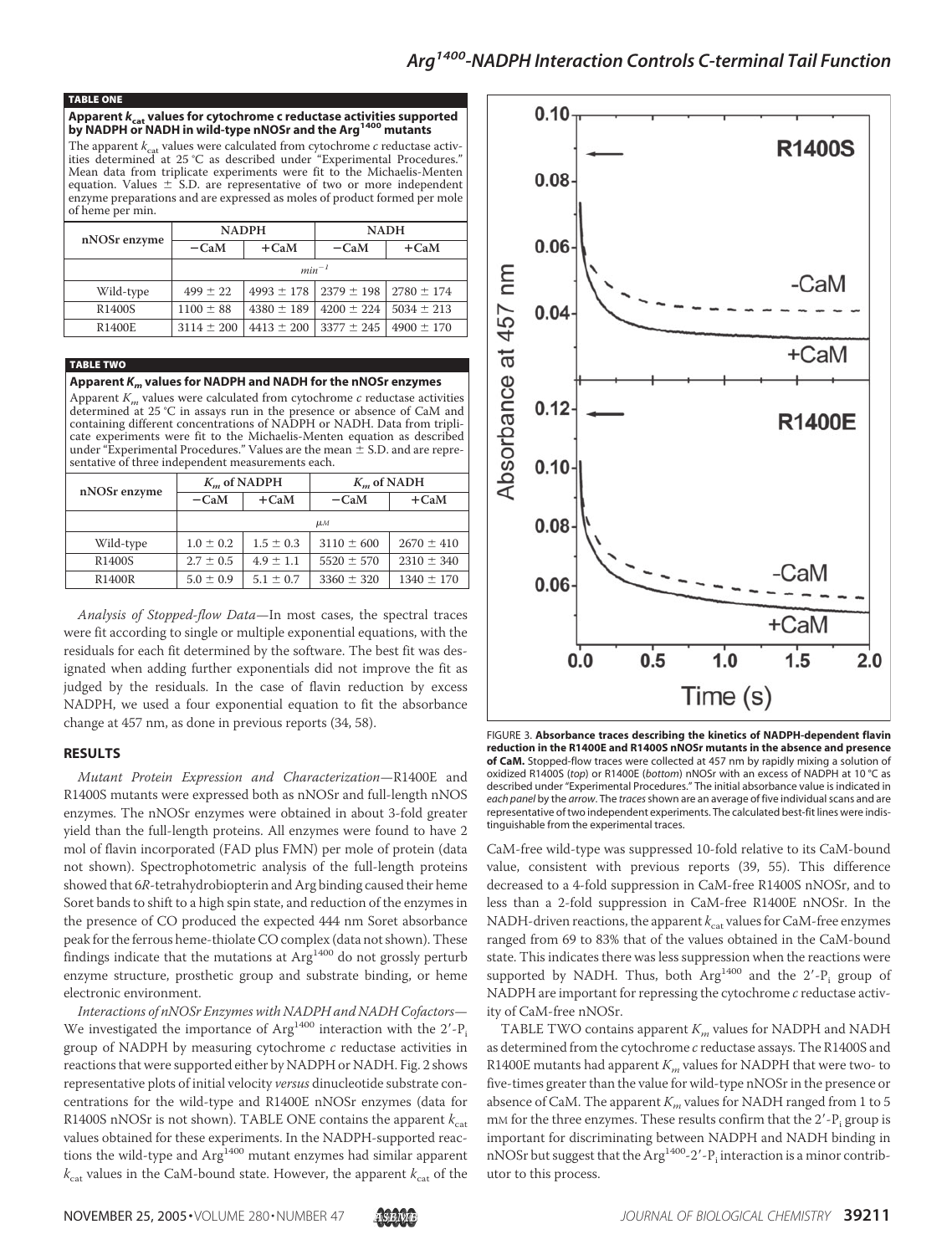**TABLE ONE**

**Apparent $k_{cat}$ values for cytochrome c reductase activities supported by NADPH or NADH in wild-type nNOSr and the Arg[1400] mutants**

The apparent $k_{cat}$ values were calculated from cytochrome *c* reductase activities determined at 25 °C as described under "Experimental Procedures." Mean data from triplicate experiments were fit to the Michaelis-Menten equation. Values ± S.D. are representative of two or more independent enzyme preparations and are expressed as moles of product formed per mole of heme per min.

| nNOSr enzyme | NADPH | | NADH | |
|---|---|---|---|---|
| | −CaM | +CaM | −CaM | +CaM |
| | $min^{-1}$ | | | |
| Wild-type | 499 ± 22 | 4993 ± 178 | 2379 ± 198 | 2780 ± 174 |
| R1400S | 1100 ± 88 | 4380 ± 189 | 4200 ± 224 | 5034 ± 213 |
| R1400E | 3114 ± 200 | 4413 ± 200 | 3377 ± 245 | 4900 ± 170 |

**TABLE TWO**

**Apparent $K_m$ values for NADPH and NADH for the nNOSr enzymes**

Apparent $K_m$ values were calculated from cytochrome *c* reductase activities determined at 25 °C in assays run in the presence or absence of CaM and containing different concentrations of NADPH or NADH. Data from triplicate experiments were fit to the Michaelis-Menten equation as described under "Experimental Procedures." Values are the mean ± S.D. and are representative of three independent measurements each.

| nNOSr enzyme | $K_m$ of NADPH | | $K_m$ of NADH | |
|---|---|---|---|---|
| | −CaM | +CaM | −CaM | +CaM |
| | $\mu M$ | | | |
| Wild-type | 1.0 ± 0.2 | 1.5 ± 0.3 | 3110 ± 600 | 2670 ± 410 |
| R1400S | 2.7 ± 0.5 | 4.9 ± 1.1 | 5520 ± 570 | 2310 ± 340 |
| R1400R | 5.0 ± 0.9 | 5.1 ± 0.7 | 3360 ± 320 | 1340 ± 170 |

*Analysis of Stopped-flow Data*—In most cases, the spectral traces were fit according to single or multiple exponential equations, with the residuals for each fit determined by the software. The best fit was designated when adding further exponentials did not improve the fit as judged by the residuals. In the case of flavin reduction by excess NADPH, we used a four exponential equation to fit the absorbance change at 457 nm, as done in previous reports (34, 58).

## RESULTS

*Mutant Protein Expression and Characterization*—R1400E and R1400S mutants were expressed both as nNOSr and full-length nNOS enzymes. The nNOSr enzymes were obtained in about 3-fold greater yield than the full-length proteins. All enzymes were found to have 2 mol of flavin incorporated (FAD plus FMN) per mole of protein (data not shown). Spectrophotometric analysis of the full-length proteins showed that 6*R*-tetrahydrobiopterin and Arg binding caused their heme Soret bands to shift to a high spin state, and reduction of the enzymes in the presence of CO produced the expected 444 nm Soret absorbance peak for the ferrous heme-thiolate CO complex (data not shown). These findings indicate that the mutations at Arg[1400] do not grossly perturb enzyme structure, prosthetic group and substrate binding, or heme electronic environment.

*Interactions of nNOSr Enzymes with NADPH and NADH Cofactors*—We investigated the importance of Arg[1400] interaction with the 2′-$P_i$ group of NADPH by measuring cytochrome *c* reductase activities in reactions that were supported either by NADPH or NADH. Fig. 2 shows representative plots of initial velocity *versus* dinucleotide substrate concentrations for the wild-type and R1400E nNOSr enzymes (data for R1400S nNOSr is not shown). TABLE ONE contains the apparent $k_{cat}$ values obtained for these experiments. In the NADPH-supported reactions the wild-type and Arg[1400] mutant enzymes had similar apparent $k_{cat}$ values in the CaM-bound state. However, the apparent $k_{cat}$ of the CaM-free wild-type was suppressed 10-fold relative to its CaM-bound value, consistent with previous reports (39, 55). This difference decreased to a 4-fold suppression in CaM-free R1400S nNOSr, and to less than a 2-fold suppression in CaM-free R1400E nNOSr. In the NADH-driven reactions, the apparent $k_{cat}$ values for CaM-free enzymes ranged from 69 to 83% that of the values obtained in the CaM-bound state. This indicates there was less suppression when the reactions were supported by NADH. Thus, both Arg[1400] and the 2′-$P_i$ group of NADPH are important for repressing the cytochrome *c* reductase activity of CaM-free nNOSr.

TABLE TWO contains apparent $K_m$ values for NADPH and NADH as determined from the cytochrome *c* reductase assays. The R1400S and R1400E mutants had apparent $K_m$ values for NADPH that were two- to five-times greater than the value for wild-type nNOSr in the presence or absence of CaM. The apparent $K_m$ values for NADH ranged from 1 to 5 mM for the three enzymes. These results confirm that the 2′-$P_i$ group is important for discriminating between NADPH and NADH binding in nNOSr but suggest that the Arg[1400]-2′-$P_i$ interaction is a minor contributor to this process.

FIGURE 3. **Absorbance traces describing the kinetics of NADPH-dependent flavin reduction in the R1400E and R1400S nNOSr mutants in the absence and presence of CaM.** Stopped-flow traces were collected at 457 nm by rapidly mixing a solution of oxidized R1400S (*top*) or R1400E (*bottom*) nNOSr with an excess of NADPH at 10 °C as described under "Experimental Procedures." The initial absorbance value is indicated in *each panel* by the *arrow*. The *traces* shown are an average of five individual scans and are representative of two independent experiments. The calculated best-fit lines were indistinguishable from the experimental traces.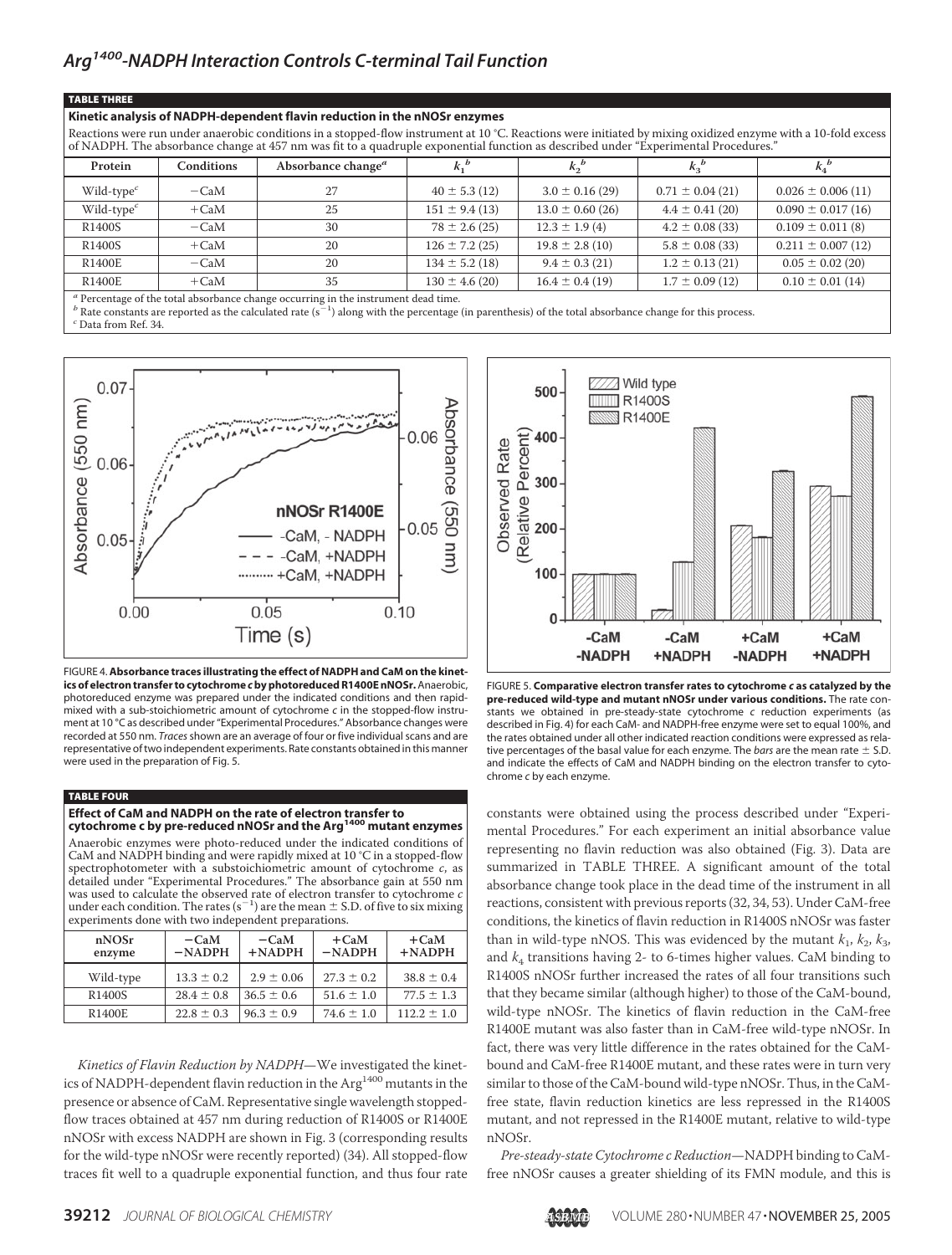## TABLE THREE

**Kinetic analysis of NADPH-dependent flavin reduction in the nNOSr enzymes**

Reactions were run under anaerobic conditions in a stopped-flow instrument at 10 °C. Reactions were initiated by mixing oxidized enzyme with a 10-fold excess of NADPH. The absorbance change at 457 nm was fit to a quadruple exponential function as described under "Experimental Procedures."

| Protein | Conditions | Absorbance change[a] | $k_1$[b] | $k_2$[b] | $k_3$[b] | $k_4$[b] |
|---|---|---|---|---|---|---|
| Wild-type[c] | −CaM | 27 | 40 ± 5.3 (12) | 3.0 ± 0.16 (29) | 0.71 ± 0.04 (21) | 0.026 ± 0.006 (11) |
| Wild-type[c] | +CaM | 25 | 151 ± 9.4 (13) | 13.0 ± 0.60 (26) | 4.4 ± 0.41 (20) | 0.090 ± 0.017 (16) |
| R1400S | −CaM | 30 | 78 ± 2.6 (25) | 12.3 ± 1.9 (4) | 4.2 ± 0.08 (33) | 0.109 ± 0.011 (8) |
| R1400S | +CaM | 20 | 126 ± 7.2 (25) | 19.8 ± 2.8 (10) | 5.8 ± 0.08 (33) | 0.211 ± 0.007 (12) |
| R1400E | −CaM | 20 | 134 ± 5.2 (18) | 9.4 ± 0.3 (21) | 1.2 ± 0.13 (21) | 0.05 ± 0.02 (20) |
| R1400E | +CaM | 35 | 130 ± 4.6 (20) | 16.4 ± 0.4 (19) | 1.7 ± 0.09 (12) | 0.10 ± 0.01 (14) |

[a] Percentage of the total absorbance change occurring in the instrument dead time.
[b] Rate constants are reported as the calculated rate ($s^{-1}$) along with the percentage (in parenthesis) of the total absorbance change for this process.
[c] Data from Ref. 34.

FIGURE 4. **Absorbance traces illustrating the effect of NADPH and CaM on the kinetics of electron transfer to cytochrome *c* by photoreduced R1400E nNOSr.** Anaerobic, photoreduced enzyme was prepared under the indicated conditions and then rapid-mixed with a sub-stoichiometric amount of cytochrome *c* in the stopped-flow instrument at 10 °C as described under "Experimental Procedures." Absorbance changes were recorded at 550 nm. *Traces* shown are an average of four or five individual scans and are representative of two independent experiments. Rate constants obtained in this manner were used in the preparation of Fig. 5.

FIGURE 5. **Comparative electron transfer rates to cytochrome *c* as catalyzed by the pre-reduced wild-type and mutant nNOSr under various conditions.** The rate constants we obtained in pre-steady-state cytochrome *c* reduction experiments (as described in Fig. 4) for each CaM- and NADPH-free enzyme were set to equal 100%, and the rates obtained under all other indicated reaction conditions were expressed as relative percentages of the basal value for each enzyme. The *bars* are the mean rate ± S.D. and indicate the effects of CaM and NADPH binding on the electron transfer to cytochrome *c* by each enzyme.

## TABLE FOUR

**Effect of CaM and NADPH on the rate of electron transfer to cytochrome c by pre-reduced nNOSr and the Arg[1400] mutant enzymes**

Anaerobic enzymes were photo-reduced under the indicated conditions of CaM and NADPH binding and were rapidly mixed at 10 °C in a stopped-flow spectrophotometer with a substoichiometric amount of cytochrome *c*, as detailed under "Experimental Procedures." The absorbance gain at 550 nm was used to calculate the observed rate of electron transfer to cytochrome *c* under each condition. The rates ($s^{-1}$) are the mean ± S.D. of five to six mixing experiments done with two independent preparations.

| nNOSr enzyme | −CaM −NADPH | −CaM +NADPH | +CaM −NADPH | +CaM +NADPH |
|---|---|---|---|---|
| Wild-type | 13.3 ± 0.2 | 2.9 ± 0.06 | 27.3 ± 0.2 | 38.8 ± 0.4 |
| R1400S | 28.4 ± 0.8 | 36.5 ± 0.6 | 51.6 ± 1.0 | 77.5 ± 1.3 |
| R1400E | 22.8 ± 0.3 | 96.3 ± 0.9 | 74.6 ± 1.0 | 112.2 ± 1.0 |

*Kinetics of Flavin Reduction by NADPH*—We investigated the kinetics of NADPH-dependent flavin reduction in the Arg[1400] mutants in the presence or absence of CaM. Representative single wavelength stopped-flow traces obtained at 457 nm during reduction of R1400S or R1400E nNOSr with excess NADPH are shown in Fig. 3 (corresponding results for the wild-type nNOSr were recently reported) (34). All stopped-flow traces fit well to a quadruple exponential function, and thus four rate constants were obtained using the process described under "Experimental Procedures." For each experiment an initial absorbance value representing no flavin reduction was also obtained (Fig. 3). Data are summarized in TABLE THREE. A significant amount of the total absorbance change took place in the dead time of the instrument in all reactions, consistent with previous reports (32, 34, 53). Under CaM-free conditions, the kinetics of flavin reduction in R1400S nNOSr was faster than in wild-type nNOS. This was evidenced by the mutant $k_1$, $k_2$, $k_3$, and $k_4$ transitions having 2- to 6-times higher values. CaM binding to R1400S nNOSr further increased the rates of all four transitions such that they became similar (although higher) to those of the CaM-bound, wild-type nNOSr. The kinetics of flavin reduction in the CaM-free R1400E mutant was also faster than in CaM-free wild-type nNOSr. In fact, there was very little difference in the rates obtained for the CaM-bound and CaM-free R1400E mutant, and these rates were in turn very similar to those of the CaM-bound wild-type nNOSr. Thus, in the CaM-free state, flavin reduction kinetics are less repressed in the R1400S mutant, and not repressed in the R1400E mutant, relative to wild-type nNOSr.

*Pre-steady-state Cytochrome c Reduction*—NADPH binding to CaM-free nNOSr causes a greater shielding of its FMN module, and this is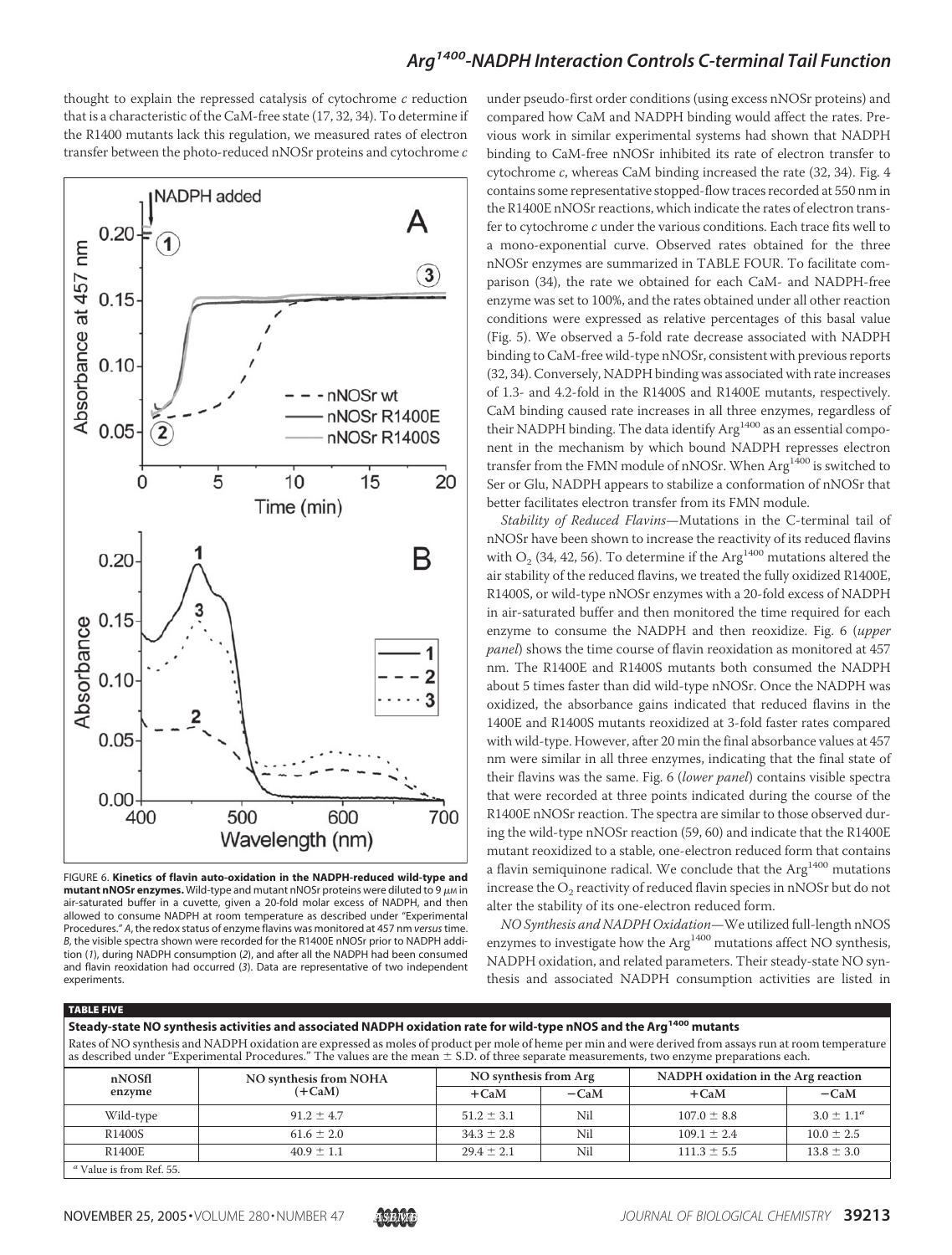thought to explain the repressed catalysis of cytochrome *c* reduction that is a characteristic of the CaM-free state (17, 32, 34). To determine if the R1400 mutants lack this regulation, we measured rates of electron transfer between the photo-reduced nNOSr proteins and cytochrome *c* under pseudo-first order conditions (using excess nNOSr proteins) and compared how CaM and NADPH binding would affect the rates. Previous work in similar experimental systems had shown that NADPH binding to CaM-free nNOSr inhibited its rate of electron transfer to cytochrome *c*, whereas CaM binding increased the rate (32, 34). Fig. 4 contains some representative stopped-flow traces recorded at 550 nm in the R1400E nNOSr reactions, which indicate the rates of electron transfer to cytochrome *c* under the various conditions. Each trace fits well to a mono-exponential curve. Observed rates obtained for the three nNOSr enzymes are summarized in TABLE FOUR. To facilitate comparison (34), the rate we obtained for each CaM- and NADPH-free enzyme was set to 100%, and the rates obtained under all other reaction conditions were expressed as relative percentages of this basal value (Fig. 5). We observed a 5-fold rate decrease associated with NADPH binding to CaM-free wild-type nNOSr, consistent with previous reports (32, 34). Conversely, NADPH binding was associated with rate increases of 1.3- and 4.2-fold in the R1400S and R1400E mutants, respectively. CaM binding caused rate increases in all three enzymes, regardless of their NADPH binding. The data identify Arg[1400] as an essential component in the mechanism by which bound NADPH represses electron transfer from the FMN module of nNOSr. When Arg[1400] is switched to Ser or Glu, NADPH appears to stabilize a conformation of nNOSr that better facilitates electron transfer from its FMN module.

FIGURE 6. **Kinetics of flavin auto-oxidation in the NADPH-reduced wild-type and mutant nNOSr enzymes.** Wild-type and mutant nNOSr proteins were diluted to 9 μM in air-saturated buffer in a cuvette, given a 20-fold molar excess of NADPH, and then allowed to consume NADPH at room temperature as described under "Experimental Procedures." *A*, the redox status of enzyme flavins was monitored at 457 nm *versus* time. *B*, the visible spectra shown were recorded for the R1400E nNOSr prior to NADPH addition (*1*), during NADPH consumption (*2*), and after all the NADPH had been consumed and flavin reoxidation had occurred (*3*). Data are representative of two independent experiments.

*Stability of Reduced Flavins*—Mutations in the C-terminal tail of nNOSr have been shown to increase the reactivity of its reduced flavins with $O_2$ (34, 42, 56). To determine if the Arg[1400] mutations altered the air stability of the reduced flavins, we treated the fully oxidized R1400E, R1400S, or wild-type nNOSr enzymes with a 20-fold excess of NADPH in air-saturated buffer and then monitored the time required for each enzyme to consume the NADPH and then reoxidize. Fig. 6 (*upper panel*) shows the time course of flavin reoxidation as monitored at 457 nm. The R1400E and R1400S mutants both consumed the NADPH about 5 times faster than did wild-type nNOSr. Once the NADPH was oxidized, the absorbance gains indicated that reduced flavins in the 1400E and R1400S mutants reoxidized at 3-fold faster rates compared with wild-type. However, after 20 min the final absorbance values at 457 nm were similar in all three enzymes, indicating that the final state of their flavins was the same. Fig. 6 (*lower panel*) contains visible spectra that were recorded at three points indicated during the course of the R1400E nNOSr reaction. The spectra are similar to those observed during the wild-type nNOSr reaction (59, 60) and indicate that the R1400E mutant reoxidized to a stable, one-electron reduced form that contains a flavin semiquinone radical. We conclude that the Arg[1400] mutations increase the $O_2$ reactivity of reduced flavin species in nNOSr but do not alter the stability of its one-electron reduced form.

*NO Synthesis and NADPH Oxidation*—We utilized full-length nNOS enzymes to investigate how the Arg[1400] mutations affect NO synthesis, NADPH oxidation, and related parameters. Their steady-state NO synthesis and associated NADPH consumption activities are listed in

**TABLE FIVE**

**Steady-state NO synthesis activities and associated NADPH oxidation rate for wild-type nNOS and the Arg[1400] mutants**

Rates of NO synthesis and NADPH oxidation are expressed as moles of product per mole of heme per min and were derived from assays run at room temperature as described under "Experimental Procedures." The values are the mean ± S.D. of three separate measurements, two enzyme preparations each.

| nNOSfl enzyme | NO synthesis from NOHA (+CaM) | NO synthesis from Arg | | NADPH oxidation in the Arg reaction | |
|---|---|---|---|---|---|
| | | +CaM | −CaM | +CaM | −CaM |
| Wild-type | 91.2 ± 4.7 | 51.2 ± 3.1 | Nil | 107.0 ± 8.8 | 3.0 ± 1.1[a] |
| R1400S | 61.6 ± 2.0 | 34.3 ± 2.8 | Nil | 109.1 ± 2.4 | 10.0 ± 2.5 |
| R1400E | 40.9 ± 1.1 | 29.4 ± 2.1 | Nil | 111.3 ± 5.5 | 13.8 ± 3.0 |

[a] Value is from Ref. 55.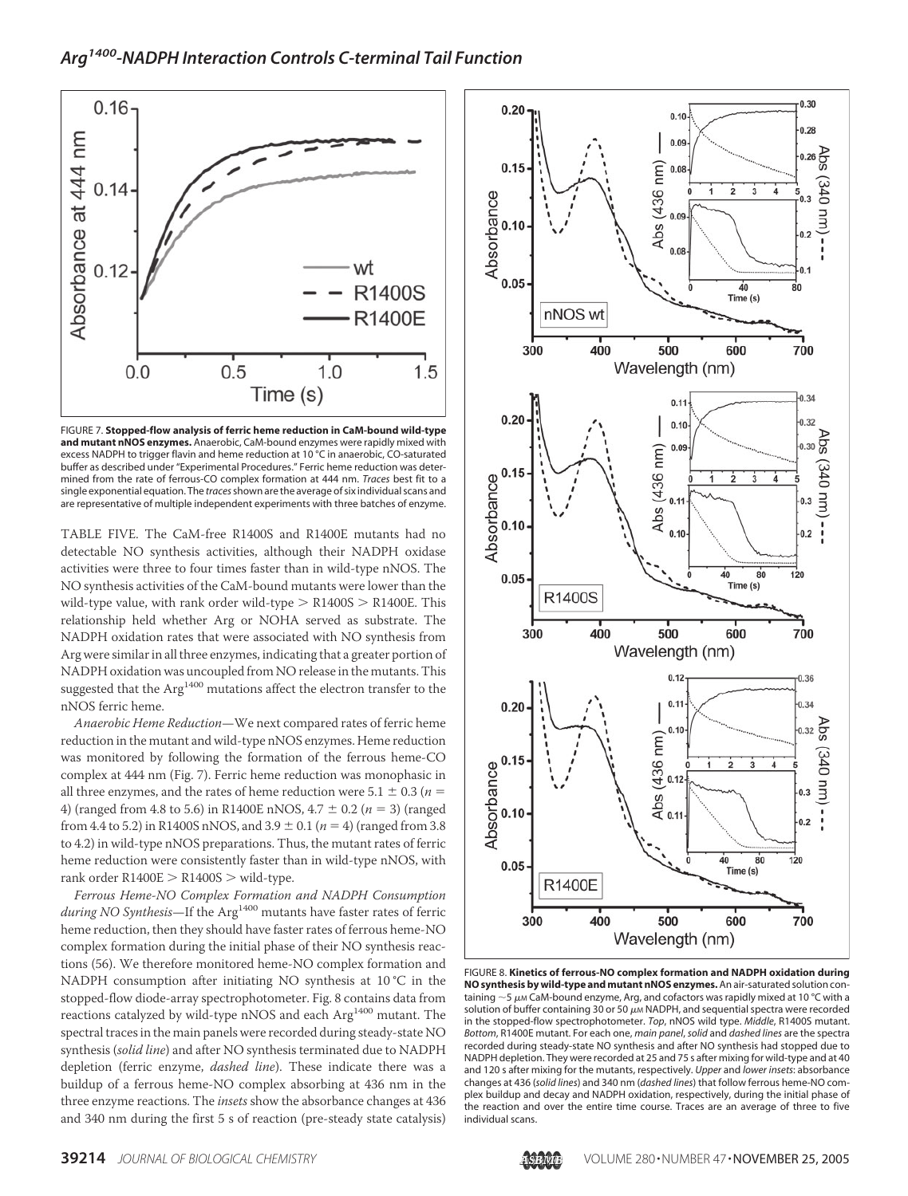FIGURE 7. **Stopped-flow analysis of ferric heme reduction in CaM-bound wild-type and mutant nNOS enzymes.** Anaerobic, CaM-bound enzymes were rapidly mixed with excess NADPH to trigger flavin and heme reduction at 10 °C in anaerobic, CO-saturated buffer as described under "Experimental Procedures." Ferric heme reduction was determined from the rate of ferrous-CO complex formation at 444 nm. *Traces* best fit to a single exponential equation. The *traces* shown are the average of six individual scans and are representative of multiple independent experiments with three batches of enzyme.

TABLE FIVE. The CaM-free R1400S and R1400E mutants had no detectable NO synthesis activities, although their NADPH oxidase activities were three to four times faster than in wild-type nNOS. The NO synthesis activities of the CaM-bound mutants were lower than the wild-type value, with rank order wild-type > R1400S > R1400E. This relationship held whether Arg or NOHA served as substrate. The NADPH oxidation rates that were associated with NO synthesis from Arg were similar in all three enzymes, indicating that a greater portion of NADPH oxidation was uncoupled from NO release in the mutants. This suggested that the Arg[1400] mutations affect the electron transfer to the nNOS ferric heme.

*Anaerobic Heme Reduction*—We next compared rates of ferric heme reduction in the mutant and wild-type nNOS enzymes. Heme reduction was monitored by following the formation of the ferrous heme-CO complex at 444 nm (Fig. 7). Ferric heme reduction was monophasic in all three enzymes, and the rates of heme reduction were 5.1 ± 0.3 ($n$ = 4) (ranged from 4.8 to 5.6) in R1400E nNOS, 4.7 ± 0.2 ($n$ = 3) (ranged from 4.4 to 5.2) in R1400S nNOS, and 3.9 ± 0.1 ($n$ = 4) (ranged from 3.8 to 4.2) in wild-type nNOS preparations. Thus, the mutant rates of ferric heme reduction were consistently faster than in wild-type nNOS, with rank order R1400E > R1400S > wild-type.

*Ferrous Heme-NO Complex Formation and NADPH Consumption during NO Synthesis*—If the Arg[1400] mutants have faster rates of ferric heme reduction, then they should have faster rates of ferrous heme-NO complex formation during the initial phase of their NO synthesis reactions (56). We therefore monitored heme-NO complex formation and NADPH consumption after initiating NO synthesis at 10 °C in the stopped-flow diode-array spectrophotometer. Fig. 8 contains data from reactions catalyzed by wild-type nNOS and each Arg[1400] mutant. The spectral traces in the main panels were recorded during steady-state NO synthesis (*solid line*) and after NO synthesis terminated due to NADPH depletion (ferric enzyme, *dashed line*). These indicate there was a buildup of a ferrous heme-NO complex absorbing at 436 nm in the three enzyme reactions. The *insets* show the absorbance changes at 436 and 340 nm during the first 5 s of reaction (pre-steady state catalysis)

FIGURE 8. **Kinetics of ferrous-NO complex formation and NADPH oxidation during NO synthesis by wild-type and mutant nNOS enzymes.** An air-saturated solution containing ~5 μM CaM-bound enzyme, Arg, and cofactors was rapidly mixed at 10 °C with a solution of buffer containing 30 or 50 μM NADPH, and sequential spectra were recorded in the stopped-flow spectrophotometer. *Top*, nNOS wild type. *Middle*, R1400S mutant. *Bottom*, R1400E mutant. For each one, *main panel*, *solid* and *dashed lines* are the spectra recorded during steady-state NO synthesis and after NO synthesis had stopped due to NADPH depletion. They were recorded at 25 and 75 s after mixing for wild-type and at 40 and 120 s after mixing for the mutants, respectively. *Upper* and *lower insets*: absorbance changes at 436 (*solid lines*) and 340 nm (*dashed lines*) that follow ferrous heme-NO complex buildup and decay and NADPH oxidation, respectively, during the initial phase of the reaction and over the entire time course. Traces are an average of three to five individual scans.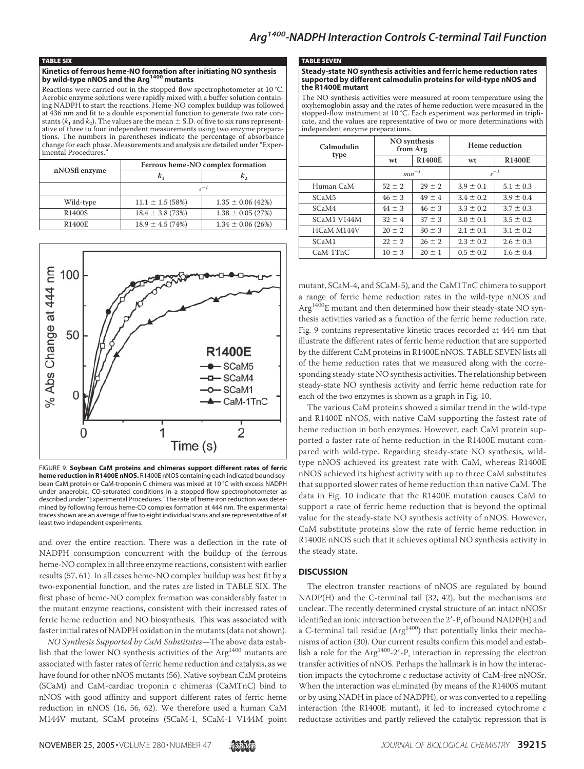#### TABLE SIX

**Kinetics of ferrous heme-NO formation after initiating NO synthesis by wild-type nNOS and the Arg[1400] mutants**

Reactions were carried out in the stopped-flow spectrophotometer at 10 °C. Aerobic enzyme solutions were rapidly mixed with a buffer solution containing NADPH to start the reactions. Heme-NO complex buildup was followed at 436 nm and fit to a double exponential function to generate two rate constants ($k_1$ and $k_2$). The values are the mean ± S.D. of five to six runs representative of three to four independent measurements using two enzyme preparations. The numbers in parentheses indicate the percentage of absorbance change for each phase. Measurements and analysis are detailed under "Experimental Procedures."

| nNOSfl enzyme | Ferrous heme-NO complex formation | |
|---|---|---|
| | $k_1$ | $k_2$ |
| | $s^{-1}$ | |
| Wild-type | 11.1 ± 1.5 (58%) | 1.35 ± 0.06 (42%) |
| R1400S | 18.4 ± 3.8 (73%) | 1.38 ± 0.05 (27%) |
| R1400E | 18.9 ± 4.5 (74%) | 1.34 ± 0.06 (26%) |

FIGURE 9. **Soybean CaM proteins and chimeras support different rates of ferric heme reduction in R1400E nNOS.** R1400E nNOS containing each indicated bound soybean CaM protein or CaM-troponin C chimera was mixed at 10 °C with excess NADPH under anaerobic, CO-saturated conditions in a stopped-flow spectrophotometer as described under "Experimental Procedures." The rate of heme iron reduction was determined by following ferrous heme-CO complex formation at 444 nm. The experimental traces shown are an average of five to eight individual scans and are representative of at least two independent experiments.

and over the entire reaction. There was a deflection in the rate of NADPH consumption concurrent with the buildup of the ferrous heme-NO complex in all three enzyme reactions, consistent with earlier results (57, 61). In all cases heme-NO complex buildup was best fit by a two-exponential function, and the rates are listed in TABLE SIX. The first phase of heme-NO complex formation was considerably faster in the mutant enzyme reactions, consistent with their increased rates of ferric heme reduction and NO biosynthesis. This was associated with faster initial rates of NADPH oxidation in the mutants (data not shown).

*NO Synthesis Supported by CaM Substitutes*—The above data establish that the lower NO synthesis activities of the Arg[1400] mutants are associated with faster rates of ferric heme reduction and catalysis, as we have found for other nNOS mutants (56). Native soybean CaM proteins (SCaM) and CaM-cardiac troponin c chimeras (CaMTnC) bind to nNOS with good affinity and support different rates of ferric heme reduction in nNOS (16, 56, 62). We therefore used a human CaM M144V mutant, SCaM proteins (SCaM-1, SCaM-1 V144M point

#### TABLE SEVEN

**Steady-state NO synthesis activities and ferric heme reduction rates supported by different calmodulin proteins for wild-type nNOS and the R1400E mutant**

The NO synthesis activities were measured at room temperature using the oxyhemoglobin assay and the rates of heme reduction were measured in the stopped-flow instrument at 10 °C. Each experiment was performed in triplicate, and the values are representative of two or more determinations with independent enzyme preparations.

| Calmodulin type | NO synthesis from Arg | | Heme reduction | |
|---|---|---|---|---|
| | wt | R1400E | wt | R1400E |
| | $min^{-1}$ | | $s^{-1}$ | |
| Human CaM | 52 ± 2 | 29 ± 2 | 3.9 ± 0.1 | 5.1 ± 0.3 |
| SCaM5 | 46 ± 3 | 49 ± 4 | 3.4 ± 0.2 | 3.9 ± 0.4 |
| SCaM4 | 44 ± 3 | 46 ± 3 | 3.3 ± 0.2 | 3.7 ± 0.3 |
| SCaM1 V144M | 32 ± 4 | 37 ± 3 | 3.0 ± 0.1 | 3.5 ± 0.2 |
| HCaM M144V | 20 ± 2 | 30 ± 3 | 2.1 ± 0.1 | 3.1 ± 0.2 |
| SCaM1 | 22 ± 2 | 26 ± 2 | 2.3 ± 0.2 | 2.6 ± 0.3 |
| CaM-1TnC | 10 ± 3 | 20 ± 1 | 0.5 ± 0.2 | 1.6 ± 0.4 |

mutant, SCaM-4, and SCaM-5), and the CaM1TnC chimera to support a range of ferric heme reduction rates in the wild-type nNOS and Arg[1400]E mutant and then determined how their steady-state NO synthesis activities varied as a function of the ferric heme reduction rate. Fig. 9 contains representative kinetic traces recorded at 444 nm that illustrate the different rates of ferric heme reduction that are supported by the different CaM proteins in R1400E nNOS. TABLE SEVEN lists all of the heme reduction rates that we measured along with the corresponding steady-state NO synthesis activities. The relationship between steady-state NO synthesis activity and ferric heme reduction rate for each of the two enzymes is shown as a graph in Fig. 10.

The various CaM proteins showed a similar trend in the wild-type and R1400E nNOS, with native CaM supporting the fastest rate of heme reduction in both enzymes. However, each CaM protein supported a faster rate of heme reduction in the R1400E mutant compared with wild-type. Regarding steady-state NO synthesis, wild-type nNOS achieved its greatest rate with CaM, whereas R1400E nNOS achieved its highest activity with up to three CaM substitutes that supported slower rates of heme reduction than native CaM. The data in Fig. 10 indicate that the R1400E mutation causes CaM to support a rate of ferric heme reduction that is beyond the optimal value for the steady-state NO synthesis activity of nNOS. However, CaM substitute proteins slow the rate of ferric heme reduction in R1400E nNOS such that it achieves optimal NO synthesis activity in the steady state.

## DISCUSSION

The electron transfer reactions of nNOS are regulated by bound NADP(H) and the C-terminal tail (32, 42), but the mechanisms are unclear. The recently determined crystal structure of an intact nNOSr identified an ionic interaction between the 2′-$P_i$ of bound NADP(H) and a C-terminal tail residue (Arg[1400]) that potentially links their mechanisms of action (30). Our current results confirm this model and establish a role for the Arg[1400]-2′-$P_i$ interaction in repressing the electron transfer activities of nNOS. Perhaps the hallmark is in how the interaction impacts the cytochrome *c* reductase activity of CaM-free nNOSr. When the interaction was eliminated (by means of the R1400S mutant or by using NADH in place of NADPH), or was converted to a repelling interaction (the R1400E mutant), it led to increased cytochrome *c* reductase activities and partly relieved the catalytic repression that is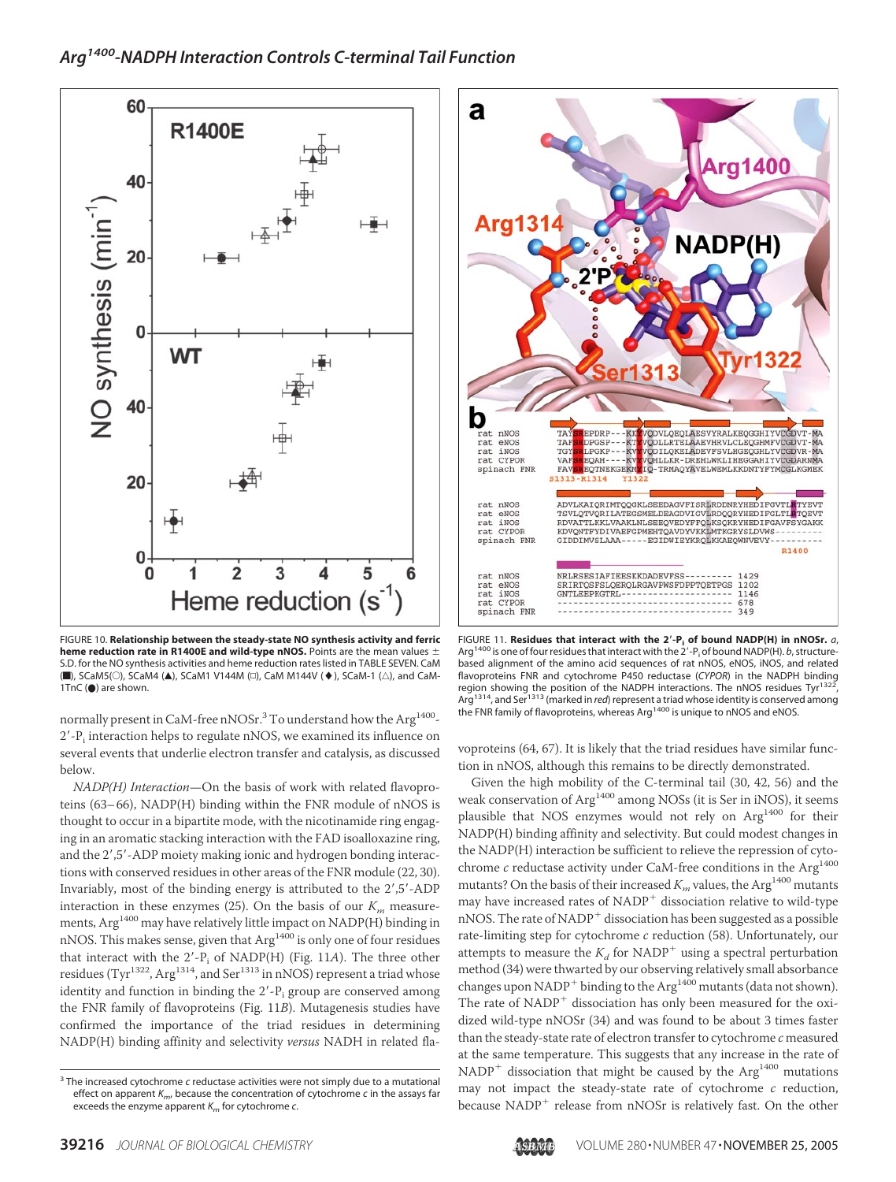FIGURE 10. **Relationship between the steady-state NO synthesis activity and ferric heme reduction rate in R1400E and wild-type nNOS.** Points are the mean values ± S.D. for the NO synthesis activities and heme reduction rates listed in TABLE SEVEN. CaM (■), SCaM5(○), SCaM4 (▲), SCaM1 V144M (□), CaM M144V (♦), SCaM-1 (△), and CaM-1TnC (●) are shown.

FIGURE 11. **Residues that interact with the 2′-$P_i$ of bound NADP(H) in nNOS.** *a*, Arg[1400] is one of four residues that interact with the 2′-$P_i$ of bound NADP(H). *b*, structure-based alignment of the amino acid sequences of rat nNOS, eNOS, iNOS, and related flavoproteins FNR and cytochrome P450 reductase (*CYPOR*) in the NADPH binding region showing the position of the NADPH interactions. The nNOS residues Tyr[1322], Arg[1314], and Ser[1313] (marked in *red*) represent a triad whose identity is conserved among the FNR family of flavoproteins, whereas Arg[1400] is unique to nNOS and eNOS.

normally present in CaM-free nNOSr.[3] To understand how the Arg[1400]-2′-$P_i$ interaction helps to regulate nNOS, we examined its influence on several events that underlie electron transfer and catalysis, as discussed below.

*NADP(H) Interaction*—On the basis of work with related flavoproteins (63–66), NADP(H) binding within the FNR module of nNOS is thought to occur in a bipartite mode, with the nicotinamide ring engaging in an aromatic stacking interaction with the FAD isoalloxazine ring, and the 2′,5′-ADP moiety making ionic and hydrogen bonding interactions with conserved residues in other areas of the FNR module (22, 30). Invariably, most of the binding energy is attributed to the 2′,5′-ADP interaction in these enzymes (25). On the basis of our $K_m$ measurements, Arg[1400] may have relatively little impact on NADP(H) binding in nNOS. This makes sense, given that Arg[1400] is only one of four residues that interact with the 2′-$P_i$ of NADP(H) (Fig. 11*A*). The three other residues (Tyr[1322], Arg[1314], and Ser[1313] in nNOS) represent a triad whose identity and function in binding the 2′-$P_i$ group are conserved among the FNR family of flavoproteins (Fig. 11*B*). Mutagenesis studies have confirmed the importance of the triad residues in determining NADP(H) binding affinity and selectivity *versus* NADH in related flavoproteins (64, 67). It is likely that the triad residues have similar function in nNOS, although this remains to be directly demonstrated.

Given the high mobility of the C-terminal tail (30, 42, 56) and the weak conservation of Arg[1400] among NOSs (it is Ser in iNOS), it seems plausible that NOS enzymes would not rely on Arg[1400] for their NADP(H) binding affinity and selectivity. But could modest changes in the NADP(H) interaction be sufficient to relieve the repression of cytochrome *c* reductase activity under CaM-free conditions in the Arg[1400] mutants? On the basis of their increased $K_m$ values, the Arg[1400] mutants may have increased rates of $NADP^+$ dissociation relative to wild-type nNOS. The rate of $NADP^+$ dissociation has been suggested as a possible rate-limiting step for cytochrome *c* reduction (58). Unfortunately, our attempts to measure the $K_d$ for $NADP^+$ using a spectral perturbation method (34) were thwarted by our observing relatively small absorbance changes upon $NADP^+$ binding to the Arg[1400] mutants (data not shown). The rate of $NADP^+$ dissociation has only been measured for the oxidized wild-type nNOSr (34) and was found to be about 3 times faster than the steady-state rate of electron transfer to cytochrome *c* measured at the same temperature. This suggests that any increase in the rate of $NADP^+$ dissociation that might be caused by the Arg[1400] mutations may not impact the steady-state rate of cytochrome *c* reduction, because $NADP^+$ release from nNOSr is relatively fast. On the other

[3] The increased cytochrome *c* reductase activities were not simply due to a mutational effect on apparent $K_m$, because the concentration of cytochrome *c* in the assays far exceeds the enzyme apparent $K_m$ for cytochrome *c*.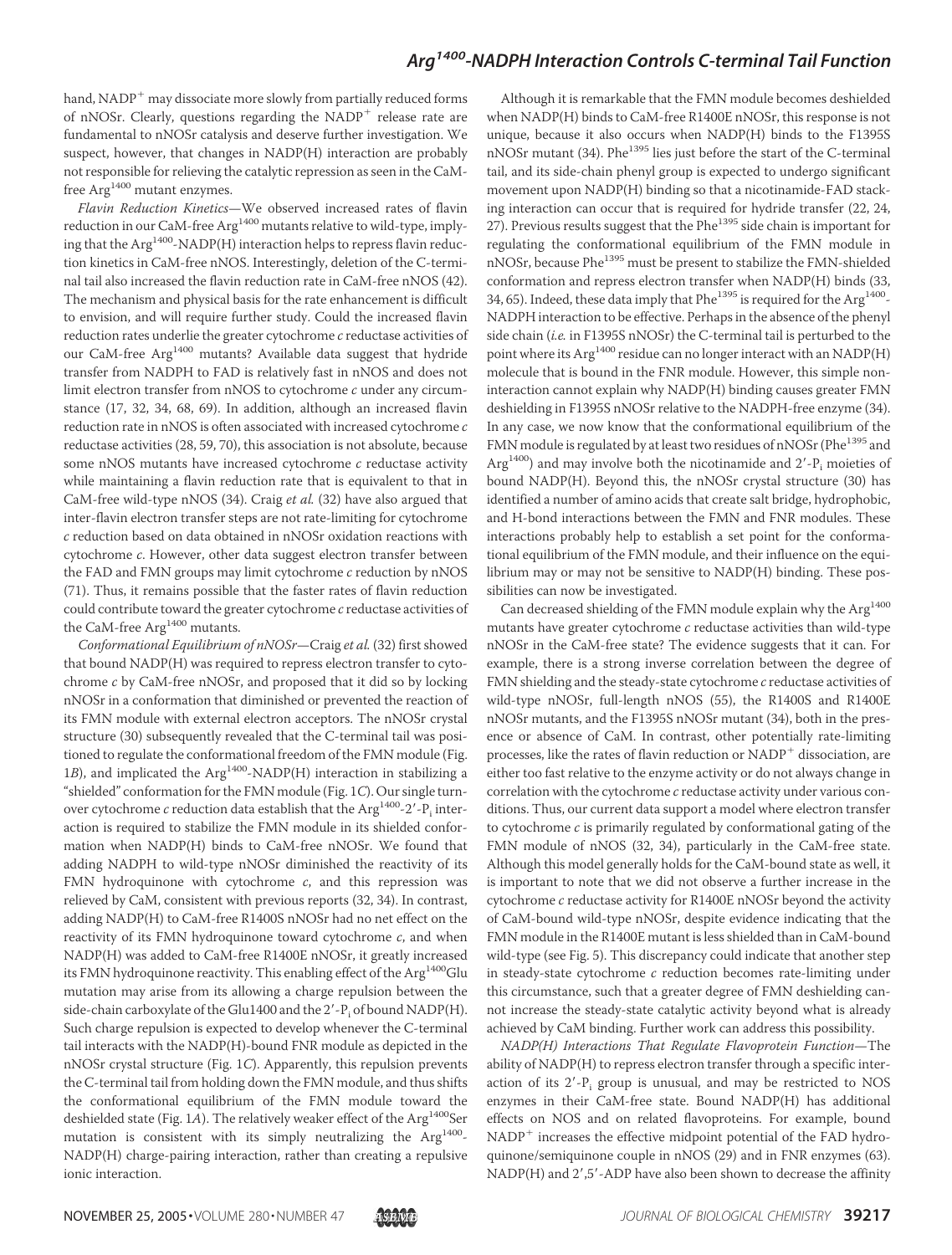hand, $NADP^+$ may dissociate more slowly from partially reduced forms of nNOSr. Clearly, questions regarding the $NADP^+$ release rate are fundamental to nNOSr catalysis and deserve further investigation. We suspect, however, that changes in NADP(H) interaction are probably not responsible for relieving the catalytic repression as seen in the CaM-free $Arg^{1400}$ mutant enzymes.

*Flavin Reduction Kinetics*—We observed increased rates of flavin reduction in our CaM-free $Arg^{1400}$ mutants relative to wild-type, implying that the $Arg^{1400}$-NADP(H) interaction helps to repress flavin reduction kinetics in CaM-free nNOS. Interestingly, deletion of the C-terminal tail also increased the flavin reduction rate in CaM-free nNOS (42). The mechanism and physical basis for the rate enhancement is difficult to envision, and will require further study. Could the increased flavin reduction rates underlie the greater cytochrome *c* reductase activities of our CaM-free $Arg^{1400}$ mutants? Available data suggest that hydride transfer from NADPH to FAD is relatively fast in nNOS and does not limit electron transfer from nNOS to cytochrome *c* under any circumstance (17, 32, 34, 68, 69). In addition, although an increased flavin reduction rate in nNOS is often associated with increased cytochrome *c* reductase activities (28, 59, 70), this association is not absolute, because some nNOS mutants have increased cytochrome *c* reductase activity while maintaining a flavin reduction rate that is equivalent to that in CaM-free wild-type nNOS (34). Craig *et al.* (32) have also argued that inter-flavin electron transfer steps are not rate-limiting for cytochrome *c* reduction based on data obtained in nNOSr oxidation reactions with cytochrome *c*. However, other data suggest electron transfer between the FAD and FMN groups may limit cytochrome *c* reduction by nNOS (71). Thus, it remains possible that the faster rates of flavin reduction could contribute toward the greater cytochrome *c* reductase activities of the CaM-free $Arg^{1400}$ mutants.

*Conformational Equilibrium of nNOSr*—Craig *et al.* (32) first showed that bound NADP(H) was required to repress electron transfer to cytochrome *c* by CaM-free nNOSr, and proposed that it did so by locking nNOSr in a conformation that diminished or prevented the reaction of its FMN module with external electron acceptors. The nNOSr crystal structure (30) subsequently revealed that the C-terminal tail was positioned to regulate the conformational freedom of the FMN module (Fig. 1*B*), and implicated the $Arg^{1400}$-NADP(H) interaction in stabilizing a "shielded" conformation for the FMN module (Fig. 1*C*). Our single turnover cytochrome *c* reduction data establish that the $Arg^{1400}$-2′-$P_i$ interaction is required to stabilize the FMN module in its shielded conformation when NADP(H) binds to CaM-free nNOSr. We found that adding NADPH to wild-type nNOSr diminished the reactivity of its FMN hydroquinone with cytochrome *c*, and this repression was relieved by CaM, consistent with previous reports (32, 34). In contrast, adding NADP(H) to CaM-free R1400S nNOSr had no net effect on the reactivity of its FMN hydroquinone toward cytochrome *c*, and when NADP(H) was added to CaM-free R1400E nNOSr, it greatly increased its FMN hydroquinone reactivity. This enabling effect of the $Arg^{1400}$Glu mutation may arise from its allowing a charge repulsion between the side-chain carboxylate of the Glu1400 and the 2′-$P_i$ of bound NADP(H). Such charge repulsion is expected to develop whenever the C-terminal tail interacts with the NADP(H)-bound FNR module as depicted in the nNOSr crystal structure (Fig. 1*C*). Apparently, this repulsion prevents the C-terminal tail from holding down the FMN module, and thus shifts the conformational equilibrium of the FMN module toward the deshielded state (Fig. 1*A*). The relatively weaker effect of the $Arg^{1400}$Ser mutation is consistent with its simply neutralizing the $Arg^{1400}$-NADP(H) charge-pairing interaction, rather than creating a repulsive ionic interaction.

Although it is remarkable that the FMN module becomes deshielded when NADP(H) binds to CaM-free R1400E nNOSr, this response is not unique, because it also occurs when NADP(H) binds to the F1395S nNOSr mutant (34). $Phe^{1395}$ lies just before the start of the C-terminal tail, and its side-chain phenyl group is expected to undergo significant movement upon NADP(H) binding so that a nicotinamide-FAD stacking interaction can occur that is required for hydride transfer (22, 24, 27). Previous results suggest that the $Phe^{1395}$ side chain is important for regulating the conformational equilibrium of the FMN module in nNOSr, because $Phe^{1395}$ must be present to stabilize the FMN-shielded conformation and repress electron transfer when NADP(H) binds (33, 34, 65). Indeed, these data imply that $Phe^{1395}$ is required for the $Arg^{1400}$-NADPH interaction to be effective. Perhaps in the absence of the phenyl side chain (*i.e.* in F1395S nNOSr) the C-terminal tail is perturbed to the point where its $Arg^{1400}$ residue can no longer interact with an NADP(H) molecule that is bound in the FNR module. However, this simple non-interaction cannot explain why NADP(H) binding causes greater FMN deshielding in F1395S nNOSr relative to the NADPH-free enzyme (34). In any case, we now know that the conformational equilibrium of the FMN module is regulated by at least two residues of nNOSr ($Phe^{1395}$ and $Arg^{1400}$) and may involve both the nicotinamide and 2′-$P_i$ moieties of bound NADP(H). Beyond this, the nNOSr crystal structure (30) has identified a number of amino acids that create salt bridge, hydrophobic, and H-bond interactions between the FMN and FNR modules. These interactions probably help to establish a set point for the conformational equilibrium of the FMN module, and their influence on the equilibrium may or may not be sensitive to NADP(H) binding. These possibilities can now be investigated.

Can decreased shielding of the FMN module explain why the $Arg^{1400}$ mutants have greater cytochrome *c* reductase activities than wild-type nNOSr in the CaM-free state? The evidence suggests that it can. For example, there is a strong inverse correlation between the degree of FMN shielding and the steady-state cytochrome *c* reductase activities of wild-type nNOSr, full-length nNOS (55), the R1400S and R1400E nNOSr mutants, and the F1395S nNOSr mutant (34), both in the presence or absence of CaM. In contrast, other potentially rate-limiting processes, like the rates of flavin reduction or $NADP^+$ dissociation, are either too fast relative to the enzyme activity or do not always change in correlation with the cytochrome *c* reductase activity under various conditions. Thus, our current data support a model where electron transfer to cytochrome *c* is primarily regulated by conformational gating of the FMN module of nNOS (32, 34), particularly in the CaM-free state. Although this model generally holds for the CaM-bound state as well, it is important to note that we did not observe a further increase in the cytochrome *c* reductase activity for R1400E nNOSr beyond the activity of CaM-bound wild-type nNOSr, despite evidence indicating that the FMN module in the R1400E mutant is less shielded than in CaM-bound wild-type (see Fig. 5). This discrepancy could indicate that another step in steady-state cytochrome *c* reduction becomes rate-limiting under this circumstance, such that a greater degree of FMN deshielding cannot increase the steady-state catalytic activity beyond what is already achieved by CaM binding. Further work can address this possibility.

*NADP(H) Interactions That Regulate Flavoprotein Function*—The ability of NADP(H) to repress electron transfer through a specific interaction of its 2′-$P_i$ group is unusual, and may be restricted to NOS enzymes in their CaM-free state. Bound NADP(H) has additional effects on NOS and on related flavoproteins. For example, bound $NADP^+$ increases the effective midpoint potential of the FAD hydroquinone/semiquinone couple in nNOS (29) and in FNR enzymes (63). NADP(H) and 2′,5′-ADP have also been shown to decrease the affinity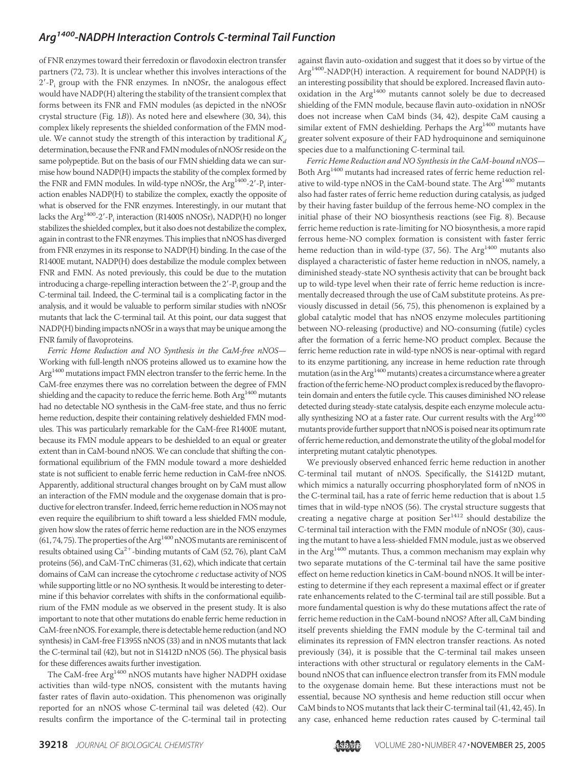of FNR enzymes toward their ferredoxin or flavodoxin electron transfer partners (72, 73). It is unclear whether this involves interactions of the 2′-$P_i$ group with the FNR enzymes. In nNOSr, the analogous effect would have NADP(H) altering the stability of the transient complex that forms between its FNR and FMN modules (as depicted in the nNOSr crystal structure (Fig. 1*B*)). As noted here and elsewhere (30, 34), this complex likely represents the shielded conformation of the FMN module. We cannot study the strength of this interaction by traditional $K_d$ determination, because the FNR and FMN modules of nNOSr reside on the same polypeptide. But on the basis of our FMN shielding data we can surmise how bound NADP(H) impacts the stability of the complex formed by the FNR and FMN modules. In wild-type nNOSr, the Arg[1400]-2′-$P_i$ interaction enables NADP(H) to stabilize the complex, exactly the opposite of what is observed for the FNR enzymes. Interestingly, in our mutant that lacks the Arg[1400]-2′-$P_i$ interaction (R1400S nNOSr), NADP(H) no longer stabilizes the shielded complex, but it also does not destabilize the complex, again in contrast to the FNR enzymes. This implies that nNOS has diverged from FNR enzymes in its response to NADP(H) binding. In the case of the R1400E mutant, NADP(H) does destabilize the module complex between FNR and FMN. As noted previously, this could be due to the mutation introducing a charge-repelling interaction between the 2′-$P_i$ group and the C-terminal tail. Indeed, the C-terminal tail is a complicating factor in the analysis, and it would be valuable to perform similar studies with nNOSr mutants that lack the C-terminal tail. At this point, our data suggest that NADP(H) binding impacts nNOSr in a ways that may be unique among the FNR family of flavoproteins.

*Ferric Heme Reduction and NO Synthesis in the CaM-free nNOS*—Working with full-length nNOS proteins allowed us to examine how the Arg[1400] mutations impact FMN electron transfer to the ferric heme. In the CaM-free enzymes there was no correlation between the degree of FMN shielding and the capacity to reduce the ferric heme. Both Arg[1400] mutants had no detectable NO synthesis in the CaM-free state, and thus no ferric heme reduction, despite their containing relatively deshielded FMN modules. This was particularly remarkable for the CaM-free R1400E mutant, because its FMN module appears to be deshielded to an equal or greater extent than in CaM-bound nNOS. We can conclude that shifting the conformational equilibrium of the FMN module toward a more deshielded state is not sufficient to enable ferric heme reduction in CaM-free nNOS. Apparently, additional structural changes brought on by CaM must allow an interaction of the FMN module and the oxygenase domain that is productive for electron transfer. Indeed, ferric heme reduction in NOS may not even require the equilibrium to shift toward a less shielded FMN module, given how slow the rates of ferric heme reduction are in the NOS enzymes (61, 74, 75). The properties of the Arg[1400] nNOS mutants are reminiscent of results obtained using $Ca^{2+}$-binding mutants of CaM (52, 76), plant CaM proteins (56), and CaM-TnC chimeras (31, 62), which indicate that certain domains of CaM can increase the cytochrome *c* reductase activity of NOS while supporting little or no NO synthesis. It would be interesting to determine if this behavior correlates with shifts in the conformational equilibrium of the FMN module as we observed in the present study. It is also important to note that other mutations do enable ferric heme reduction in CaM-free nNOS. For example, there is detectable heme reduction (and NO synthesis) in CaM-free F1395S nNOS (33) and in nNOS mutants that lack the C-terminal tail (42), but not in S1412D nNOS (56). The physical basis for these differences awaits further investigation.

The CaM-free Arg[1400] nNOS mutants have higher NADPH oxidase activities than wild-type nNOS, consistent with the mutants having faster rates of flavin auto-oxidation. This phenomenon was originally reported for an nNOS whose C-terminal tail was deleted (42). Our results confirm the importance of the C-terminal tail in protecting against flavin auto-oxidation and suggest that it does so by virtue of the Arg[1400]-NADP(H) interaction. A requirement for bound NADP(H) is an interesting possibility that should be explored. Increased flavin auto-oxidation in the Arg[1400] mutants cannot solely be due to decreased shielding of the FMN module, because flavin auto-oxidation in nNOSr does not increase when CaM binds (34, 42), despite CaM causing a similar extent of FMN deshielding. Perhaps the Arg[1400] mutants have greater solvent exposure of their FAD hydroquinone and semiquinone species due to a malfunctioning C-terminal tail.

*Ferric Heme Reduction and NO Synthesis in the CaM-bound nNOS*—Both Arg[1400] mutants had increased rates of ferric heme reduction relative to wild-type nNOS in the CaM-bound state. The Arg[1400] mutants also had faster rates of ferric heme reduction during catalysis, as judged by their having faster buildup of the ferrous heme-NO complex in the initial phase of their NO biosynthesis reactions (see Fig. 8). Because ferric heme reduction is rate-limiting for NO biosynthesis, a more rapid ferrous heme-NO complex formation is consistent with faster ferric heme reduction than in wild-type (37, 56). The Arg[1400] mutants also displayed a characteristic of faster heme reduction in nNOS, namely, a diminished steady-state NO synthesis activity that can be brought back up to wild-type level when their rate of ferric heme reduction is incrementally decreased through the use of CaM substitute proteins. As previously discussed in detail (56, 75), this phenomenon is explained by a global catalytic model that has nNOS enzyme molecules partitioning between NO-releasing (productive) and NO-consuming (futile) cycles after the formation of a ferric heme-NO product complex. Because the ferric heme reduction rate in wild-type nNOS is near-optimal with regard to its enzyme partitioning, any increase in heme reduction rate through mutation (as in the Arg[1400] mutants) creates a circumstance where a greater fraction of the ferric heme-NO product complex is reduced by the flavoprotein domain and enters the futile cycle. This causes diminished NO release detected during steady-state catalysis, despite each enzyme molecule actually synthesizing NO at a faster rate. Our current results with the Arg[1400] mutants provide further support that nNOS is poised near its optimum rate of ferric heme reduction, and demonstrate the utility of the global model for interpreting mutant catalytic phenotypes.

We previously observed enhanced ferric heme reduction in another C-terminal tail mutant of nNOS. Specifically, the S1412D mutant, which mimics a naturally occurring phosphorylated form of nNOS in the C-terminal tail, has a rate of ferric heme reduction that is about 1.5 times that in wild-type nNOS (56). The crystal structure suggests that creating a negative charge at position Ser[1412] should destabilize the C-terminal tail interaction with the FMN module of nNOSr (30), causing the mutant to have a less-shielded FMN module, just as we observed in the Arg[1400] mutants. Thus, a common mechanism may explain why two separate mutations of the C-terminal tail have the same positive effect on heme reduction kinetics in CaM-bound nNOS. It will be interesting to determine if they each represent a maximal effect or if greater rate enhancements related to the C-terminal tail are still possible. But a more fundamental question is why do these mutations affect the rate of ferric heme reduction in the CaM-bound nNOS? After all, CaM binding itself prevents shielding the FMN module by the C-terminal tail and eliminates its repression of FMN electron transfer reactions. As noted previously (34), it is possible that the C-terminal tail makes unseen interactions with other structural or regulatory elements in the CaM-bound nNOS that can influence electron transfer from its FMN module to the oxygenase domain heme. But these interactions must not be essential, because NO synthesis and heme reduction still occur when CaM binds to NOS mutants that lack their C-terminal tail (41, 42, 45). In any case, enhanced heme reduction rates caused by C-terminal tail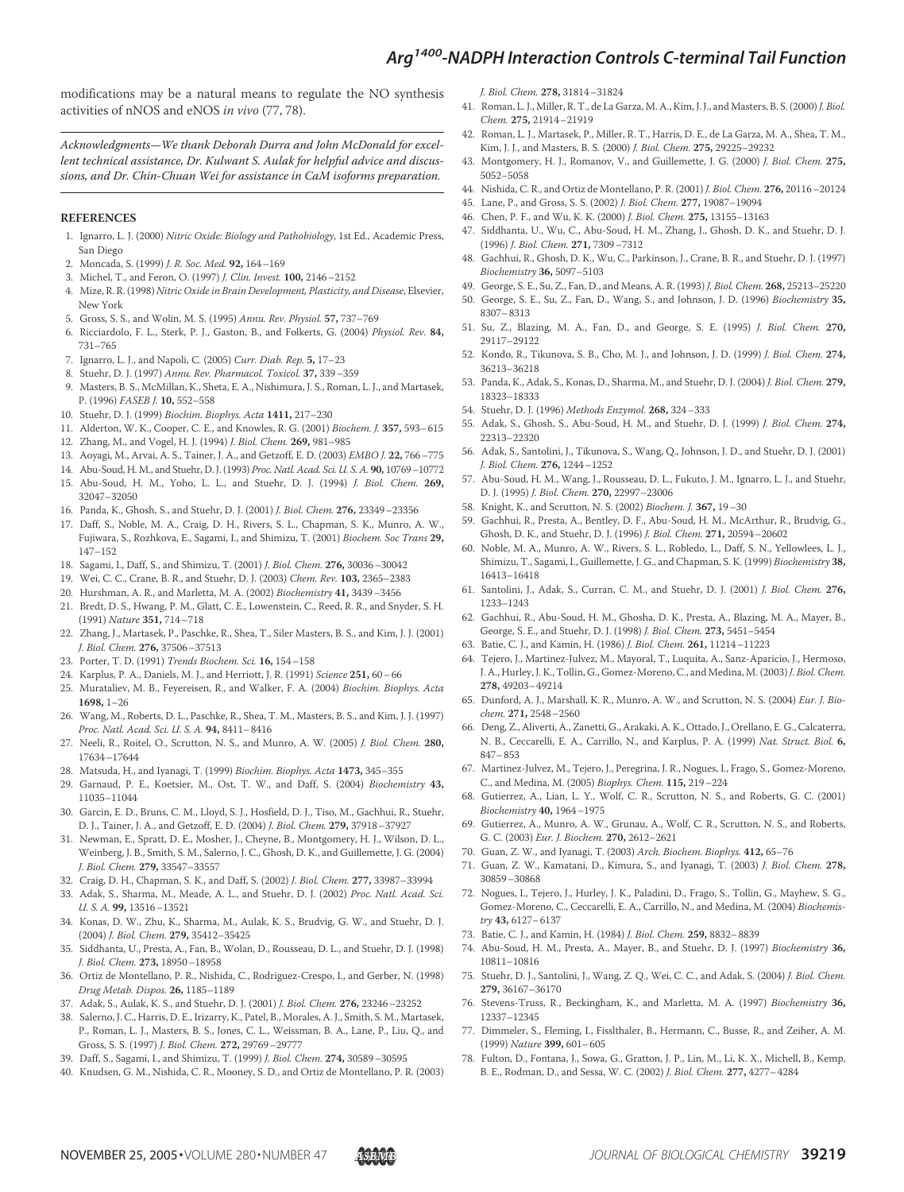modifications may be a natural means to regulate the NO synthesis activities of nNOS and eNOS *in vivo* (77, 78).

*Acknowledgments—We thank Deborah Durra and John McDonald for excellent technical assistance, Dr. Kulwant S. Aulak for helpful advice and discussions, and Dr. Chin-Chuan Wei for assistance in CaM isoforms preparation.*

## REFERENCES

1. Ignarro, L. J. (2000) *Nitric Oxide: Biology and Pathobiology*, 1st Ed., Academic Press, San Diego
2. Moncada, S. (1999) *J. R. Soc. Med.* **92,** 164–169
3. Michel, T., and Feron, O. (1997) *J. Clin. Invest.* **100,** 2146–2152
4. Mize, R. R. (1998) *Nitric Oxide in Brain Development, Plasticity, and Disease*, Elsevier, New York
5. Gross, S. S., and Wolin, M. S. (1995) *Annu. Rev. Physiol.* **57,** 737–769
6. Ricciardolo, F. L., Sterk, P. J., Gaston, B., and Folkerts, G. (2004) *Physiol. Rev.* **84,** 731–765
7. Ignarro, L. J., and Napoli, C. (2005) *Curr. Diab. Rep.* **5,** 17–23
8. Stuehr, D. J. (1997) *Annu. Rev. Pharmacol. Toxicol.* **37,** 339–359
9. Masters, B. S., McMillan, K., Sheta, E. A., Nishimura, J. S., Roman, L. J., and Martasek, P. (1996) *FASEB J.* **10,** 552–558
10. Stuehr, D. J. (1999) *Biochim. Biophys. Acta* **1411,** 217–230
11. Alderton, W. K., Cooper, C. E., and Knowles, R. G. (2001) *Biochem. J.* **357,** 593–615
12. Zhang, M., and Vogel, H. J. (1994) *J. Biol. Chem.* **269,** 981–985
13. Aoyagi, M., Arvai, A. S., Tainer, J. A., and Getzoff, E. D. (2003) *EMBO J.* **22,** 766–775
14. Abu-Soud, H. M., and Stuehr, D. J. (1993) *Proc. Natl. Acad. Sci. U. S. A.* **90,** 10769–10772
15. Abu-Soud, H. M., Yoho, L. L., and Stuehr, D. J. (1994) *J. Biol. Chem.* **269,** 32047–32050
16. Panda, K., Ghosh, S., and Stuehr, D. J. (2001) *J. Biol. Chem.* **276,** 23349–23356
17. Daff, S., Noble, M. A., Craig, D. H., Rivers, S. L., Chapman, S. K., Munro, A. W., Fujiwara, S., Rozhkova, E., Sagami, I., and Shimizu, T. (2001) *Biochem. Soc Trans* **29,** 147–152
18. Sagami, I., Daff, S., and Shimizu, T. (2001) *J. Biol. Chem.* **276,** 30036–30042
19. Wei, C. C., Crane, B. R., and Stuehr, D. J. (2003) *Chem. Rev.* **103,** 2365–2383
20. Hurshman, A. R., and Marletta, M. A. (2002) *Biochemistry* **41,** 3439–3456
21. Bredt, D. S., Hwang, P. M., Glatt, C. E., Lowenstein, C., Reed, R. R., and Snyder, S. H. (1991) *Nature* **351,** 714–718
22. Zhang, J., Martasek, P., Paschke, R., Shea, T., Siler Masters, B. S., and Kim, J. J. (2001) *J. Biol. Chem.* **276,** 37506–37513
23. Porter, T. D. (1991) *Trends Biochem. Sci.* **16,** 154–158
24. Karplus, P. A., Daniels, M. J., and Herriott, J. R. (1991) *Science* **251,** 60–66
25. Murataliev, M. B., Feyereisen, R., and Walker, F. A. (2004) *Biochim. Biophys. Acta* **1698,** 1–26
26. Wang, M., Roberts, D. L., Paschke, R., Shea, T. M., Masters, B. S., and Kim, J. J. (1997) *Proc. Natl. Acad. Sci. U. S. A.* **94,** 8411–8416
27. Neeli, R., Roitel, O., Scrutton, N. S., and Munro, A. W. (2005) *J. Biol. Chem.* **280,** 17634–17644
28. Matsuda, H., and Iyanagi, T. (1999) *Biochim. Biophys. Acta* **1473,** 345–355
29. Garnaud, P. E., Koetsier, M., Ost, T. W., and Daff, S. (2004) *Biochemistry* **43,** 11035–11044
30. Garcin, E. D., Bruns, C. M., Lloyd, S. J., Hosfield, D. J., Tiso, M., Gachhui, R., Stuehr, D. J., Tainer, J. A., and Getzoff, E. D. (2004) *J. Biol. Chem.* **279,** 37918–37927
31. Newman, E., Spratt, D. E., Mosher, J., Cheyne, B., Montgomery, H. J., Wilson, D. L., Weinberg, J. B., Smith, S. M., Salerno, J. C., Ghosh, D. K., and Guillemette, J. G. (2004) *J. Biol. Chem.* **279,** 33547–33557
32. Craig, D. H., Chapman, S. K., and Daff, S. (2002) *J. Biol. Chem.* **277,** 33987–33994
33. Adak, S., Sharma, M., Meade, A. L., and Stuehr, D. J. (2002) *Proc. Natl. Acad. Sci. U. S. A.* **99,** 13516–13521
34. Konas, D. W., Zhu, K., Sharma, M., Aulak, K. S., Brudvig, G. W., and Stuehr, D. J. (2004) *J. Biol. Chem.* **279,** 35412–35425
35. Siddhanta, U., Presta, A., Fan, B., Wolan, D., Rousseau, D. L., and Stuehr, D. J. (1998) *J. Biol. Chem.* **273,** 18950–18958
36. Ortiz de Montellano, P. R., Nishida, C., Rodriguez-Crespo, I., and Gerber, N. (1998) *Drug Metab. Dispos.* **26,** 1185–1189
37. Adak, S., Aulak, K. S., and Stuehr, D. J. (2001) *J. Biol. Chem.* **276,** 23246–23252
38. Salerno, J. C., Harris, D. E., Irizarry, K., Patel, B., Morales, A. J., Smith, S. M., Martasek, P., Roman, L. J., Masters, B. S., Jones, C. L., Weissman, B. A., Lane, P., Liu, Q., and Gross, S. S. (1997) *J. Biol. Chem.* **272,** 29769–29777
39. Daff, S., Sagami, I., and Shimizu, T. (1999) *J. Biol. Chem.* **274,** 30589–30595
40. Knudsen, G. M., Nishida, C. R., Mooney, S. D., and Ortiz de Montellano, P. R. (2003) *J. Biol. Chem.* **278,** 31814–31824
41. Roman, L. J., Miller, R. T., de La Garza, M. A., Kim, J. J., and Masters, B. S. (2000) *J. Biol. Chem.* **275,** 21914–21919
42. Roman, L. J., Martasek, P., Miller, R. T., Harris, D. E., de La Garza, M. A., Shea, T. M., Kim, J. J., and Masters, B. S. (2000) *J. Biol. Chem.* **275,** 29225–29232
43. Montgomery, H. J., Romanov, V., and Guillemette, J. G. (2000) *J. Biol. Chem.* **275,** 5052–5058
44. Nishida, C. R., and Ortiz de Montellano, P. R. (2001) *J. Biol. Chem.* **276,** 20116–20124
45. Lane, P., and Gross, S. S. (2002) *J. Biol. Chem.* **277,** 19087–19094
46. Chen, P. F., and Wu, K. K. (2000) *J. Biol. Chem.* **275,** 13155–13163
47. Siddhanta, U., Wu, C., Abu-Soud, H. M., Zhang, J., Ghosh, D. K., and Stuehr, D. J. (1996) *J. Biol. Chem.* **271,** 7309–7312
48. Gachhui, R., Ghosh, D. K., Wu, C., Parkinson, J., Crane, B. R., and Stuehr, D. J. (1997) *Biochemistry* **36,** 5097–5103
49. George, S. E., Su, Z., Fan, D., and Means, A. R. (1993) *J. Biol. Chem.* **268,** 25213–25220
50. George, S. E., Su, Z., Fan, D., Wang, S., and Johnson, J. D. (1996) *Biochemistry* **35,** 8307–8313
51. Su, Z., Blazing, M. A., Fan, D., and George, S. E. (1995) *J. Biol. Chem.* **270,** 29117–29122
52. Kondo, R., Tikunova, S. B., Cho, M. J., and Johnson, J. D. (1999) *J. Biol. Chem.* **274,** 36213–36218
53. Panda, K., Adak, S., Konas, D., Sharma, M., and Stuehr, D. J. (2004) *J. Biol. Chem.* **279,** 18323–18333
54. Stuehr, D. J. (1996) *Methods Enzymol.* **268,** 324–333
55. Adak, S., Ghosh, S., Abu-Soud, H. M., and Stuehr, D. J. (1999) *J. Biol. Chem.* **274,** 22313–22320
56. Adak, S., Santolini, J., Tikunova, S., Wang, Q., Johnson, J. D., and Stuehr, D. J. (2001) *J. Biol. Chem.* **276,** 1244–1252
57. Abu-Soud, H. M., Wang, J., Rousseau, D. L., Fukuto, J. M., Ignarro, L. J., and Stuehr, D. J. (1995) *J. Biol. Chem.* **270,** 22997–23006
58. Knight, K., and Scrutton, N. S. (2002) *Biochem. J.* **367,** 19–30
59. Gachhui, R., Presta, A., Bentley, D. F., Abu-Soud, H. M., McArthur, R., Brudvig, G., Ghosh, D. K., and Stuehr, D. J. (1996) *J. Biol. Chem.* **271,** 20594–20602
60. Noble, M. A., Munro, A. W., Rivers, S. L., Robledo, L., Daff, S. N., Yellowlees, L. J., Shimizu, T., Sagami, I., Guillemette, J. G., and Chapman, S. K. (1999) *Biochemistry* **38,** 16413–16418
61. Santolini, J., Adak, S., Curran, C. M., and Stuehr, D. J. (2001) *J. Biol. Chem.* **276,** 1233–1243
62. Gachhui, R., Abu-Soud, H. M., Ghosha, D. K., Presta, A., Blazing, M. A., Mayer, B., George, S. E., and Stuehr, D. J. (1998) *J. Biol. Chem.* **273,** 5451–5454
63. Batie, C. J., and Kamin, H. (1986) *J. Biol. Chem.* **261,** 11214–11223
64. Tejero, J., Martinez-Julvez, M., Mayoral, T., Luquita, A., Sanz-Aparicio, J., Hermoso, J. A., Hurley, J. K., Tollin, G., Gomez-Moreno, C., and Medina, M. (2003) *J. Biol. Chem.* **278,** 49203–49214
65. Dunford, A. J., Marshall, K. R., Munro, A. W., and Scrutton, N. S. (2004) *Eur. J. Biochem.* **271,** 2548–2560
66. Deng, Z., Aliverti, A., Zanetti, G., Arakaki, A. K., Ottado, J., Orellano, E. G., Calcaterra, N. B., Ceccarelli, E. A., Carrillo, N., and Karplus, P. A. (1999) *Nat. Struct. Biol.* **6,** 847–853
67. Martinez-Julvez, M., Tejero, J., Peregrina, J. R., Nogues, I., Frago, S., Gomez-Moreno, C., and Medina, M. (2005) *Biophys. Chem.* **115,** 219–224
68. Gutierrez, A., Lian, L. Y., Wolf, C. R., Scrutton, N. S., and Roberts, G. C. (2001) *Biochemistry* **40,** 1964–1975
69. Gutierrez, A., Munro, A. W., Grunau, A., Wolf, C. R., Scrutton, N. S., and Roberts, G. C. (2003) *Eur. J. Biochem.* **270,** 2612–2621
70. Guan, Z. W., and Iyanagi, T. (2003) *Arch. Biochem. Biophys.* **412,** 65–76
71. Guan, Z. W., Kamatani, D., Kimura, S., and Iyanagi, T. (2003) *J. Biol. Chem.* **278,** 30859–30868
72. Nogues, I., Tejero, J., Hurley, J. K., Paladini, D., Frago, S., Tollin, G., Mayhew, S. G., Gomez-Moreno, C., Ceccarelli, E. A., Carrillo, N., and Medina, M. (2004) *Biochemistry* **43,** 6127–6137
73. Batie, C. J., and Kamin, H. (1984) *J. Biol. Chem.* **259,** 8832–8839
74. Abu-Soud, H. M., Presta, A., Mayer, B., and Stuehr, D. J. (1997) *Biochemistry* **36,** 10811–10816
75. Stuehr, D. J., Santolini, J., Wang, Z. Q., Wei, C. C., and Adak, S. (2004) *J. Biol. Chem.* **279,** 36167–36170
76. Stevens-Truss, R., Beckingham, K., and Marletta, M. A. (1997) *Biochemistry* **36,** 12337–12345
77. Dimmeler, S., Fleming, I., Fisslthaler, B., Hermann, C., Busse, R., and Zeiher, A. M. (1999) *Nature* **399,** 601–605
78. Fulton, D., Fontana, J., Sowa, G., Gratton, J. P., Lin, M., Li, K. X., Michell, B., Kemp, B. E., Rodman, D., and Sessa, W. C. (2002) *J. Biol. Chem.* **277,** 4277–4284